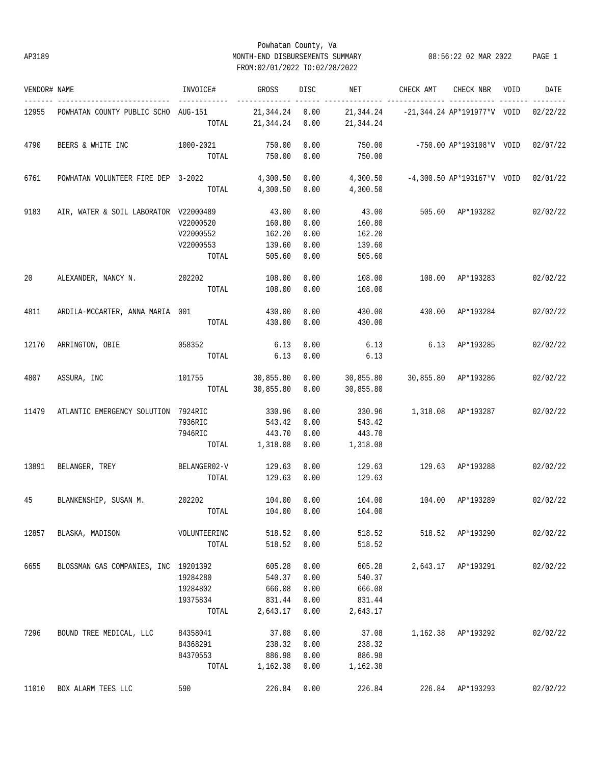# Powhatan County, Va

AP3189 MONTH-END DISBURSEMENTS SUMMARY 08:56:22 02 MAR 2022

FROM:02/01/2022 TO:02/28/2022

| VENDOR# | NAME | INVOICE# | GROSS | DISC | NET | CHECK AMT | CHECK NBR | VOID | DATE |
|---|---|---|---|---|---|---|---|---|---|
| 12955 | POWHATAN COUNTY PUBLIC SCHO | AUG-151 | 21,344.24 | 0.00 | 21,344.24 | -21,344.24 | AP*191977*V | VOID | 02/22/22 |
| | | TOTAL | 21,344.24 | 0.00 | 21,344.24 | | | | |
| 4790 | BEERS & WHITE INC | 1000-2021 | 750.00 | 0.00 | 750.00 | -750.00 | AP*193108*V | VOID | 02/07/22 |
| | | TOTAL | 750.00 | 0.00 | 750.00 | | | | |
| 6761 | POWHATAN VOLUNTEER FIRE DEP | 3-2022 | 4,300.50 | 0.00 | 4,300.50 | -4,300.50 | AP*193167*V | VOID | 02/01/22 |
| | | TOTAL | 4,300.50 | 0.00 | 4,300.50 | | | | |
| 9183 | AIR, WATER & SOIL LABORATOR | V22000489 | 43.00 | 0.00 | 43.00 | 505.60 | AP*193282 | | 02/02/22 |
| | | V22000520 | 160.80 | 0.00 | 160.80 | | | | |
| | | V22000552 | 162.20 | 0.00 | 162.20 | | | | |
| | | V22000553 | 139.60 | 0.00 | 139.60 | | | | |
| | | TOTAL | 505.60 | 0.00 | 505.60 | | | | |
| 20 | ALEXANDER, NANCY N. | 202202 | 108.00 | 0.00 | 108.00 | 108.00 | AP*193283 | | 02/02/22 |
| | | TOTAL | 108.00 | 0.00 | 108.00 | | | | |
| 4811 | ARDILA-MCCARTER, ANNA MARIA | 001 | 430.00 | 0.00 | 430.00 | 430.00 | AP*193284 | | 02/02/22 |
| | | TOTAL | 430.00 | 0.00 | 430.00 | | | | |
| 12170 | ARRINGTON, OBIE | 058352 | 6.13 | 0.00 | 6.13 | 6.13 | AP*193285 | | 02/02/22 |
| | | TOTAL | 6.13 | 0.00 | 6.13 | | | | |
| 4807 | ASSURA, INC | 101755 | 30,855.80 | 0.00 | 30,855.80 | 30,855.80 | AP*193286 | | 02/02/22 |
| | | TOTAL | 30,855.80 | 0.00 | 30,855.80 | | | | |
| 11479 | ATLANTIC EMERGENCY SOLUTION | 7924RIC | 330.96 | 0.00 | 330.96 | 1,318.08 | AP*193287 | | 02/02/22 |
| | | 7936RIC | 543.42 | 0.00 | 543.42 | | | | |
| | | 7946RIC | 443.70 | 0.00 | 443.70 | | | | |
| | | TOTAL | 1,318.08 | 0.00 | 1,318.08 | | | | |
| 13891 | BELANGER, TREY | BELANGER02-V | 129.63 | 0.00 | 129.63 | 129.63 | AP*193288 | | 02/02/22 |
| | | TOTAL | 129.63 | 0.00 | 129.63 | | | | |
| 45 | BLANKENSHIP, SUSAN M. | 202202 | 104.00 | 0.00 | 104.00 | 104.00 | AP*193289 | | 02/02/22 |
| | | TOTAL | 104.00 | 0.00 | 104.00 | | | | |
| 12857 | BLASKA, MADISON | VOLUNTEERINC | 518.52 | 0.00 | 518.52 | 518.52 | AP*193290 | | 02/02/22 |
| | | TOTAL | 518.52 | 0.00 | 518.52 | | | | |
| 6655 | BLOSSMAN GAS COMPANIES, INC | 19201392 | 605.28 | 0.00 | 605.28 | 2,643.17 | AP*193291 | | 02/02/22 |
| | | 19284280 | 540.37 | 0.00 | 540.37 | | | | |
| | | 19284802 | 666.08 | 0.00 | 666.08 | | | | |
| | | 19375834 | 831.44 | 0.00 | 831.44 | | | | |
| | | TOTAL | 2,643.17 | 0.00 | 2,643.17 | | | | |
| 7296 | BOUND TREE MEDICAL, LLC | 84358041 | 37.08 | 0.00 | 37.08 | 1,162.38 | AP*193292 | | 02/02/22 |
| | | 84368291 | 238.32 | 0.00 | 238.32 | | | | |
| | | 84370553 | 886.98 | 0.00 | 886.98 | | | | |
| | | TOTAL | 1,162.38 | 0.00 | 1,162.38 | | | | |
| 11010 | BOX ALARM TEES LLC | 590 | 226.84 | 0.00 | 226.84 | 226.84 | AP*193293 | | 02/02/22 |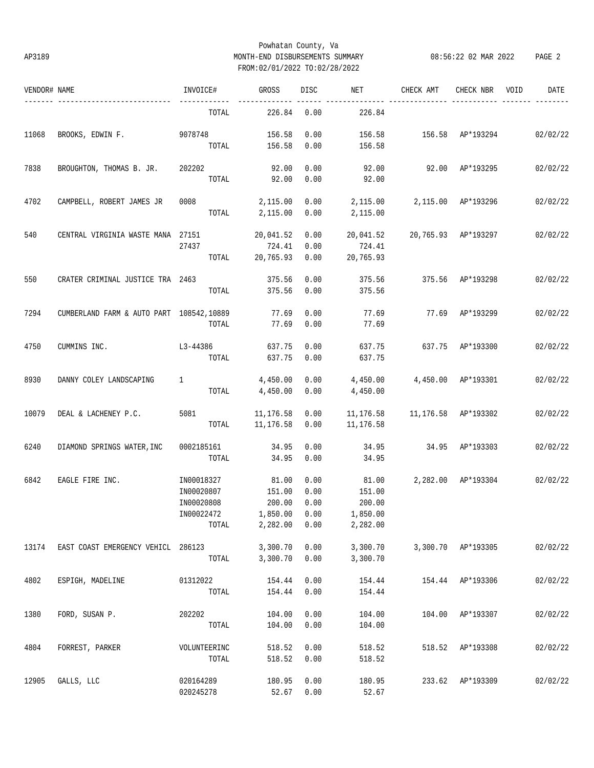Powhatan County, Va

AP3189 MONTH-END DISBURSEMENTS SUMMARY 08:56:22 02 MAR 2022

FROM:02/01/2022 TO:02/28/2022

| VENDOR# | NAME | INVOICE# | GROSS | DISC | NET | CHECK AMT | CHECK NBR | VOID | DATE |
|---|---|---|---|---|---|---|---|---|---|
| | | TOTAL | 226.84 | 0.00 | 226.84 | | | | |
| 11068 | BROOKS, EDWIN F. | 9078748 | 156.58 | 0.00 | 156.58 | 156.58 | AP*193294 | | 02/02/22 |
| | | TOTAL | 156.58 | 0.00 | 156.58 | | | | |
| 7838 | BROUGHTON, THOMAS B. JR. | 202202 | 92.00 | 0.00 | 92.00 | 92.00 | AP*193295 | | 02/02/22 |
| | | TOTAL | 92.00 | 0.00 | 92.00 | | | | |
| 4702 | CAMPBELL, ROBERT JAMES JR | 0008 | 2,115.00 | 0.00 | 2,115.00 | 2,115.00 | AP*193296 | | 02/02/22 |
| | | TOTAL | 2,115.00 | 0.00 | 2,115.00 | | | | |
| 540 | CENTRAL VIRGINIA WASTE MANA | 27151 | 20,041.52 | 0.00 | 20,041.52 | 20,765.93 | AP*193297 | | 02/02/22 |
| | | 27437 | 724.41 | 0.00 | 724.41 | | | | |
| | | TOTAL | 20,765.93 | 0.00 | 20,765.93 | | | | |
| 550 | CRATER CRIMINAL JUSTICE TRA | 2463 | 375.56 | 0.00 | 375.56 | 375.56 | AP*193298 | | 02/02/22 |
| | | TOTAL | 375.56 | 0.00 | 375.56 | | | | |
| 7294 | CUMBERLAND FARM & AUTO PART | 108542,10889 | 77.69 | 0.00 | 77.69 | 77.69 | AP*193299 | | 02/02/22 |
| | | TOTAL | 77.69 | 0.00 | 77.69 | | | | |
| 4750 | CUMMINS INC. | L3-44386 | 637.75 | 0.00 | 637.75 | 637.75 | AP*193300 | | 02/02/22 |
| | | TOTAL | 637.75 | 0.00 | 637.75 | | | | |
| 8930 | DANNY COLEY LANDSCAPING | 1 | 4,450.00 | 0.00 | 4,450.00 | 4,450.00 | AP*193301 | | 02/02/22 |
| | | TOTAL | 4,450.00 | 0.00 | 4,450.00 | | | | |
| 10079 | DEAL & LACHENEY P.C. | 5081 | 11,176.58 | 0.00 | 11,176.58 | 11,176.58 | AP*193302 | | 02/02/22 |
| | | TOTAL | 11,176.58 | 0.00 | 11,176.58 | | | | |
| 6240 | DIAMOND SPRINGS WATER,INC | 0002185161 | 34.95 | 0.00 | 34.95 | 34.95 | AP*193303 | | 02/02/22 |
| | | TOTAL | 34.95 | 0.00 | 34.95 | | | | |
| 6842 | EAGLE FIRE INC. | IN00018327 | 81.00 | 0.00 | 81.00 | 2,282.00 | AP*193304 | | 02/02/22 |
| | | IN00020807 | 151.00 | 0.00 | 151.00 | | | | |
| | | IN00020808 | 200.00 | 0.00 | 200.00 | | | | |
| | | IN00022472 | 1,850.00 | 0.00 | 1,850.00 | | | | |
| | | TOTAL | 2,282.00 | 0.00 | 2,282.00 | | | | |
| 13174 | EAST COAST EMERGENCY VEHICL | 286123 | 3,300.70 | 0.00 | 3,300.70 | 3,300.70 | AP*193305 | | 02/02/22 |
| | | TOTAL | 3,300.70 | 0.00 | 3,300.70 | | | | |
| 4802 | ESPIGH, MADELINE | 01312022 | 154.44 | 0.00 | 154.44 | 154.44 | AP*193306 | | 02/02/22 |
| | | TOTAL | 154.44 | 0.00 | 154.44 | | | | |
| 1380 | FORD, SUSAN P. | 202202 | 104.00 | 0.00 | 104.00 | 104.00 | AP*193307 | | 02/02/22 |
| | | TOTAL | 104.00 | 0.00 | 104.00 | | | | |
| 4804 | FORREST, PARKER | VOLUNTEERINC | 518.52 | 0.00 | 518.52 | 518.52 | AP*193308 | | 02/02/22 |
| | | TOTAL | 518.52 | 0.00 | 518.52 | | | | |
| 12905 | GALLS, LLC | 020164289 | 180.95 | 0.00 | 180.95 | 233.62 | AP*193309 | | 02/02/22 |
| | | 020245278 | 52.67 | 0.00 | 52.67 | | | | |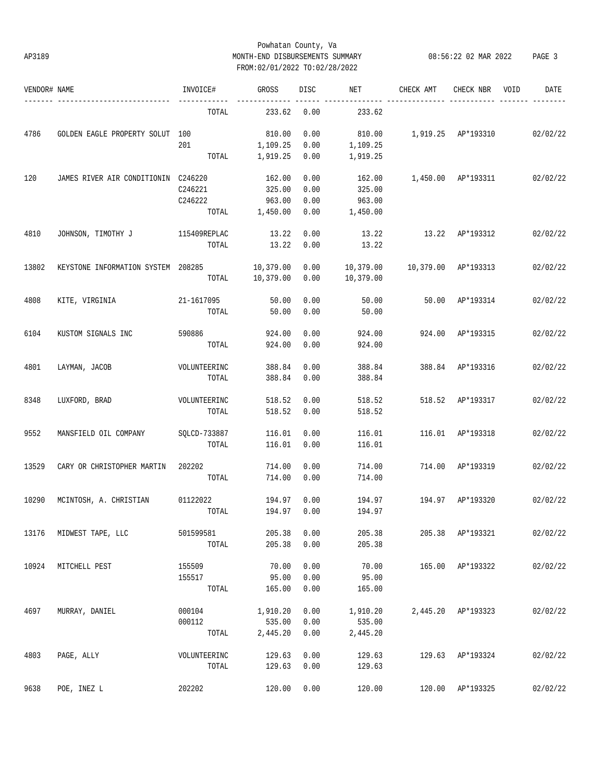Powhatan County, Va
MONTH-END DISBURSEMENTS SUMMARY
FROM:02/01/2022 TO:02/28/2022

AP3189 — 08:56:22 02 MAR 2022

| VENDOR# | NAME | INVOICE# | GROSS | DISC | NET | CHECK AMT | CHECK NBR | VOID | DATE |
|---|---|---|---|---|---|---|---|---|---|
| | | TOTAL | 233.62 | 0.00 | 233.62 | | | | |
| 4786 | GOLDEN EAGLE PROPERTY SOLUT | 100 | 810.00 | 0.00 | 810.00 | 1,919.25 | AP*193310 | | 02/02/22 |
| | | 201 | 1,109.25 | 0.00 | 1,109.25 | | | | |
| | | TOTAL | 1,919.25 | 0.00 | 1,919.25 | | | | |
| 120 | JAMES RIVER AIR CONDITIONIN | C246220 | 162.00 | 0.00 | 162.00 | 1,450.00 | AP*193311 | | 02/02/22 |
| | | C246221 | 325.00 | 0.00 | 325.00 | | | | |
| | | C246222 | 963.00 | 0.00 | 963.00 | | | | |
| | | TOTAL | 1,450.00 | 0.00 | 1,450.00 | | | | |
| 4810 | JOHNSON, TIMOTHY J | 115409REPLAC | 13.22 | 0.00 | 13.22 | 13.22 | AP*193312 | | 02/02/22 |
| | | TOTAL | 13.22 | 0.00 | 13.22 | | | | |
| 13802 | KEYSTONE INFORMATION SYSTEM | 208285 | 10,379.00 | 0.00 | 10,379.00 | 10,379.00 | AP*193313 | | 02/02/22 |
| | | TOTAL | 10,379.00 | 0.00 | 10,379.00 | | | | |
| 4808 | KITE, VIRGINIA | 21-1617095 | 50.00 | 0.00 | 50.00 | 50.00 | AP*193314 | | 02/02/22 |
| | | TOTAL | 50.00 | 0.00 | 50.00 | | | | |
| 6104 | KUSTOM SIGNALS INC | 590886 | 924.00 | 0.00 | 924.00 | 924.00 | AP*193315 | | 02/02/22 |
| | | TOTAL | 924.00 | 0.00 | 924.00 | | | | |
| 4801 | LAYMAN, JACOB | VOLUNTEERINC | 388.84 | 0.00 | 388.84 | 388.84 | AP*193316 | | 02/02/22 |
| | | TOTAL | 388.84 | 0.00 | 388.84 | | | | |
| 8348 | LUXFORD, BRAD | VOLUNTEERINC | 518.52 | 0.00 | 518.52 | 518.52 | AP*193317 | | 02/02/22 |
| | | TOTAL | 518.52 | 0.00 | 518.52 | | | | |
| 9552 | MANSFIELD OIL COMPANY | SQLCD-733887 | 116.01 | 0.00 | 116.01 | 116.01 | AP*193318 | | 02/02/22 |
| | | TOTAL | 116.01 | 0.00 | 116.01 | | | | |
| 13529 | CARY OR CHRISTOPHER MARTIN | 202202 | 714.00 | 0.00 | 714.00 | 714.00 | AP*193319 | | 02/02/22 |
| | | TOTAL | 714.00 | 0.00 | 714.00 | | | | |
| 10290 | MCINTOSH, A. CHRISTIAN | 01122022 | 194.97 | 0.00 | 194.97 | 194.97 | AP*193320 | | 02/02/22 |
| | | TOTAL | 194.97 | 0.00 | 194.97 | | | | |
| 13176 | MIDWEST TAPE, LLC | 501599581 | 205.38 | 0.00 | 205.38 | 205.38 | AP*193321 | | 02/02/22 |
| | | TOTAL | 205.38 | 0.00 | 205.38 | | | | |
| 10924 | MITCHELL PEST | 155509 | 70.00 | 0.00 | 70.00 | 165.00 | AP*193322 | | 02/02/22 |
| | | 155517 | 95.00 | 0.00 | 95.00 | | | | |
| | | TOTAL | 165.00 | 0.00 | 165.00 | | | | |
| 4697 | MURRAY, DANIEL | 000104 | 1,910.20 | 0.00 | 1,910.20 | 2,445.20 | AP*193323 | | 02/02/22 |
| | | 000112 | 535.00 | 0.00 | 535.00 | | | | |
| | | TOTAL | 2,445.20 | 0.00 | 2,445.20 | | | | |
| 4803 | PAGE, ALLY | VOLUNTEERINC | 129.63 | 0.00 | 129.63 | 129.63 | AP*193324 | | 02/02/22 |
| | | TOTAL | 129.63 | 0.00 | 129.63 | | | | |
| 9638 | POE, INEZ L | 202202 | 120.00 | 0.00 | 120.00 | 120.00 | AP*193325 | | 02/02/22 |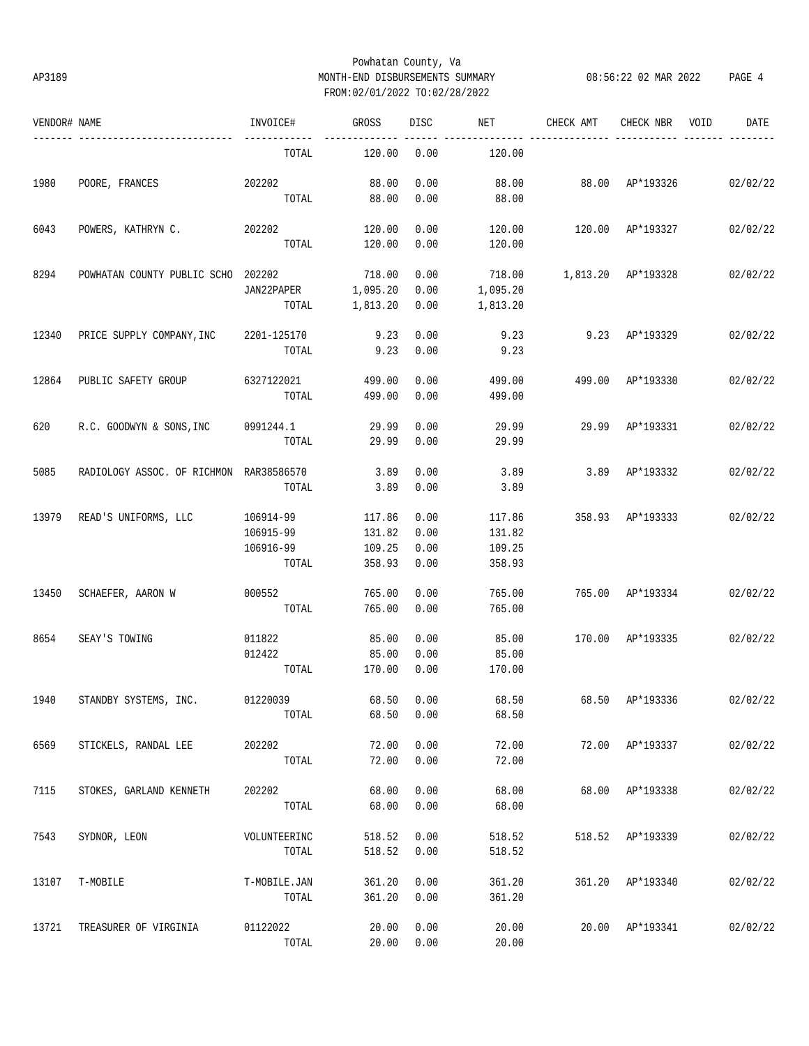Powhatan County, Va
AP3189 MONTH-END DISBURSEMENTS SUMMARY 08:56:22 02 MAR 2022
FROM:02/01/2022 TO:02/28/2022

| VENDOR# | NAME | INVOICE# | GROSS | DISC | NET | CHECK AMT | CHECK NBR | VOID | DATE |
|---|---|---|---|---|---|---|---|---|---|
| | | TOTAL | 120.00 | 0.00 | 120.00 | | | | |
| 1980 | POORE, FRANCES | 202202 | 88.00 | 0.00 | 88.00 | 88.00 | AP*193326 | | 02/02/22 |
| | | TOTAL | 88.00 | 0.00 | 88.00 | | | | |
| 6043 | POWERS, KATHRYN C. | 202202 | 120.00 | 0.00 | 120.00 | 120.00 | AP*193327 | | 02/02/22 |
| | | TOTAL | 120.00 | 0.00 | 120.00 | | | | |
| 8294 | POWHATAN COUNTY PUBLIC SCHO | 202202 | 718.00 | 0.00 | 718.00 | 1,813.20 | AP*193328 | | 02/02/22 |
| | | JAN22PAPER | 1,095.20 | 0.00 | 1,095.20 | | | | |
| | | TOTAL | 1,813.20 | 0.00 | 1,813.20 | | | | |
| 12340 | PRICE SUPPLY COMPANY,INC | 2201-125170 | 9.23 | 0.00 | 9.23 | 9.23 | AP*193329 | | 02/02/22 |
| | | TOTAL | 9.23 | 0.00 | 9.23 | | | | |
| 12864 | PUBLIC SAFETY GROUP | 6327122021 | 499.00 | 0.00 | 499.00 | 499.00 | AP*193330 | | 02/02/22 |
| | | TOTAL | 499.00 | 0.00 | 499.00 | | | | |
| 620 | R.C. GOODWYN & SONS,INC | 0991244.1 | 29.99 | 0.00 | 29.99 | 29.99 | AP*193331 | | 02/02/22 |
| | | TOTAL | 29.99 | 0.00 | 29.99 | | | | |
| 5085 | RADIOLOGY ASSOC. OF RICHMON | RAR38586570 | 3.89 | 0.00 | 3.89 | 3.89 | AP*193332 | | 02/02/22 |
| | | TOTAL | 3.89 | 0.00 | 3.89 | | | | |
| 13979 | READ'S UNIFORMS, LLC | 106914-99 | 117.86 | 0.00 | 117.86 | 358.93 | AP*193333 | | 02/02/22 |
| | | 106915-99 | 131.82 | 0.00 | 131.82 | | | | |
| | | 106916-99 | 109.25 | 0.00 | 109.25 | | | | |
| | | TOTAL | 358.93 | 0.00 | 358.93 | | | | |
| 13450 | SCHAEFER, AARON W | 000552 | 765.00 | 0.00 | 765.00 | 765.00 | AP*193334 | | 02/02/22 |
| | | TOTAL | 765.00 | 0.00 | 765.00 | | | | |
| 8654 | SEAY'S TOWING | 011822 | 85.00 | 0.00 | 85.00 | 170.00 | AP*193335 | | 02/02/22 |
| | | 012422 | 85.00 | 0.00 | 85.00 | | | | |
| | | TOTAL | 170.00 | 0.00 | 170.00 | | | | |
| 1940 | STANDBY SYSTEMS, INC. | 01220039 | 68.50 | 0.00 | 68.50 | 68.50 | AP*193336 | | 02/02/22 |
| | | TOTAL | 68.50 | 0.00 | 68.50 | | | | |
| 6569 | STICKELS, RANDAL LEE | 202202 | 72.00 | 0.00 | 72.00 | 72.00 | AP*193337 | | 02/02/22 |
| | | TOTAL | 72.00 | 0.00 | 72.00 | | | | |
| 7115 | STOKES, GARLAND KENNETH | 202202 | 68.00 | 0.00 | 68.00 | 68.00 | AP*193338 | | 02/02/22 |
| | | TOTAL | 68.00 | 0.00 | 68.00 | | | | |
| 7543 | SYDNOR, LEON | VOLUNTEERINC | 518.52 | 0.00 | 518.52 | 518.52 | AP*193339 | | 02/02/22 |
| | | TOTAL | 518.52 | 0.00 | 518.52 | | | | |
| 13107 | T-MOBILE | T-MOBILE.JAN | 361.20 | 0.00 | 361.20 | 361.20 | AP*193340 | | 02/02/22 |
| | | TOTAL | 361.20 | 0.00 | 361.20 | | | | |
| 13721 | TREASURER OF VIRGINIA | 01122022 | 20.00 | 0.00 | 20.00 | 20.00 | AP*193341 | | 02/02/22 |
| | | TOTAL | 20.00 | 0.00 | 20.00 | | | | |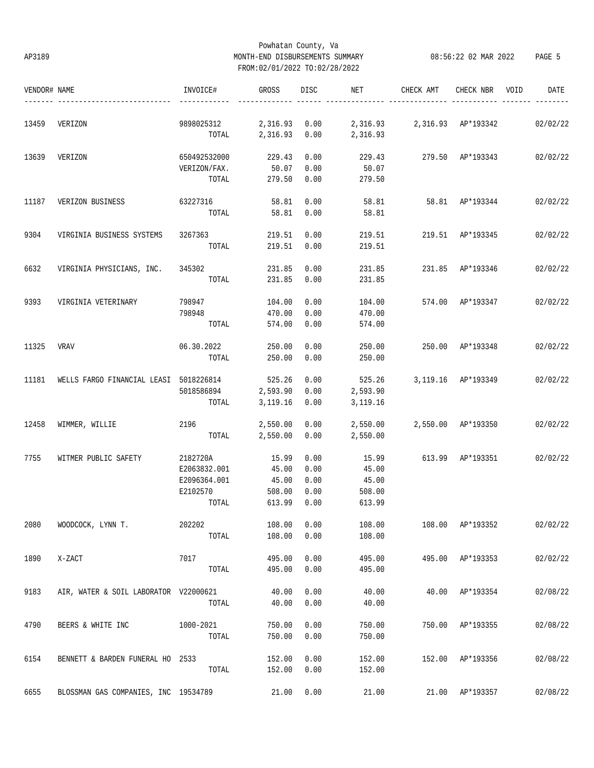Powhatan County, Va
AP3189 MONTH-END DISBURSEMENTS SUMMARY 08:56:22 02 MAR 2022
FROM:02/01/2022 TO:02/28/2022

| VENDOR# | NAME | INVOICE# | GROSS | DISC | NET | CHECK AMT | CHECK NBR | VOID | DATE |
|---|---|---|---|---|---|---|---|---|---|
| 13459 | VERIZON | 9898025312 | 2,316.93 | 0.00 | 2,316.93 | 2,316.93 | AP*193342 | | 02/02/22 |
| | | TOTAL | 2,316.93 | 0.00 | 2,316.93 | | | | |
| 13639 | VERIZON | 650492532000 | 229.43 | 0.00 | 229.43 | 279.50 | AP*193343 | | 02/02/22 |
| | | VERIZON/FAX. | 50.07 | 0.00 | 50.07 | | | | |
| | | TOTAL | 279.50 | 0.00 | 279.50 | | | | |
| 11187 | VERIZON BUSINESS | 63227316 | 58.81 | 0.00 | 58.81 | 58.81 | AP*193344 | | 02/02/22 |
| | | TOTAL | 58.81 | 0.00 | 58.81 | | | | |
| 9304 | VIRGINIA BUSINESS SYSTEMS | 3267363 | 219.51 | 0.00 | 219.51 | 219.51 | AP*193345 | | 02/02/22 |
| | | TOTAL | 219.51 | 0.00 | 219.51 | | | | |
| 6632 | VIRGINIA PHYSICIANS, INC. | 345302 | 231.85 | 0.00 | 231.85 | 231.85 | AP*193346 | | 02/02/22 |
| | | TOTAL | 231.85 | 0.00 | 231.85 | | | | |
| 9393 | VIRGINIA VETERINARY | 798947 | 104.00 | 0.00 | 104.00 | 574.00 | AP*193347 | | 02/02/22 |
| | | 798948 | 470.00 | 0.00 | 470.00 | | | | |
| | | TOTAL | 574.00 | 0.00 | 574.00 | | | | |
| 11325 | VRAV | 06.30.2022 | 250.00 | 0.00 | 250.00 | 250.00 | AP*193348 | | 02/02/22 |
| | | TOTAL | 250.00 | 0.00 | 250.00 | | | | |
| 11181 | WELLS FARGO FINANCIAL LEASI | 5018226814 | 525.26 | 0.00 | 525.26 | 3,119.16 | AP*193349 | | 02/02/22 |
| | | 5018586894 | 2,593.90 | 0.00 | 2,593.90 | | | | |
| | | TOTAL | 3,119.16 | 0.00 | 3,119.16 | | | | |
| 12458 | WIMMER, WILLIE | 2196 | 2,550.00 | 0.00 | 2,550.00 | 2,550.00 | AP*193350 | | 02/02/22 |
| | | TOTAL | 2,550.00 | 0.00 | 2,550.00 | | | | |
| 7755 | WITMER PUBLIC SAFETY | 2182720A | 15.99 | 0.00 | 15.99 | 613.99 | AP*193351 | | 02/02/22 |
| | | E2063832.001 | 45.00 | 0.00 | 45.00 | | | | |
| | | E2096364.001 | 45.00 | 0.00 | 45.00 | | | | |
| | | E2102570 | 508.00 | 0.00 | 508.00 | | | | |
| | | TOTAL | 613.99 | 0.00 | 613.99 | | | | |
| 2080 | WOODCOCK, LYNN T. | 202202 | 108.00 | 0.00 | 108.00 | 108.00 | AP*193352 | | 02/02/22 |
| | | TOTAL | 108.00 | 0.00 | 108.00 | | | | |
| 1890 | X-ZACT | 7017 | 495.00 | 0.00 | 495.00 | 495.00 | AP*193353 | | 02/02/22 |
| | | TOTAL | 495.00 | 0.00 | 495.00 | | | | |
| 9183 | AIR, WATER & SOIL LABORATOR | V22000621 | 40.00 | 0.00 | 40.00 | 40.00 | AP*193354 | | 02/08/22 |
| | | TOTAL | 40.00 | 0.00 | 40.00 | | | | |
| 4790 | BEERS & WHITE INC | 1000-2021 | 750.00 | 0.00 | 750.00 | 750.00 | AP*193355 | | 02/08/22 |
| | | TOTAL | 750.00 | 0.00 | 750.00 | | | | |
| 6154 | BENNETT & BARDEN FUNERAL HO | 2533 | 152.00 | 0.00 | 152.00 | 152.00 | AP*193356 | | 02/08/22 |
| | | TOTAL | 152.00 | 0.00 | 152.00 | | | | |
| 6655 | BLOSSMAN GAS COMPANIES, INC | 19534789 | 21.00 | 0.00 | 21.00 | 21.00 | AP*193357 | | 02/08/22 |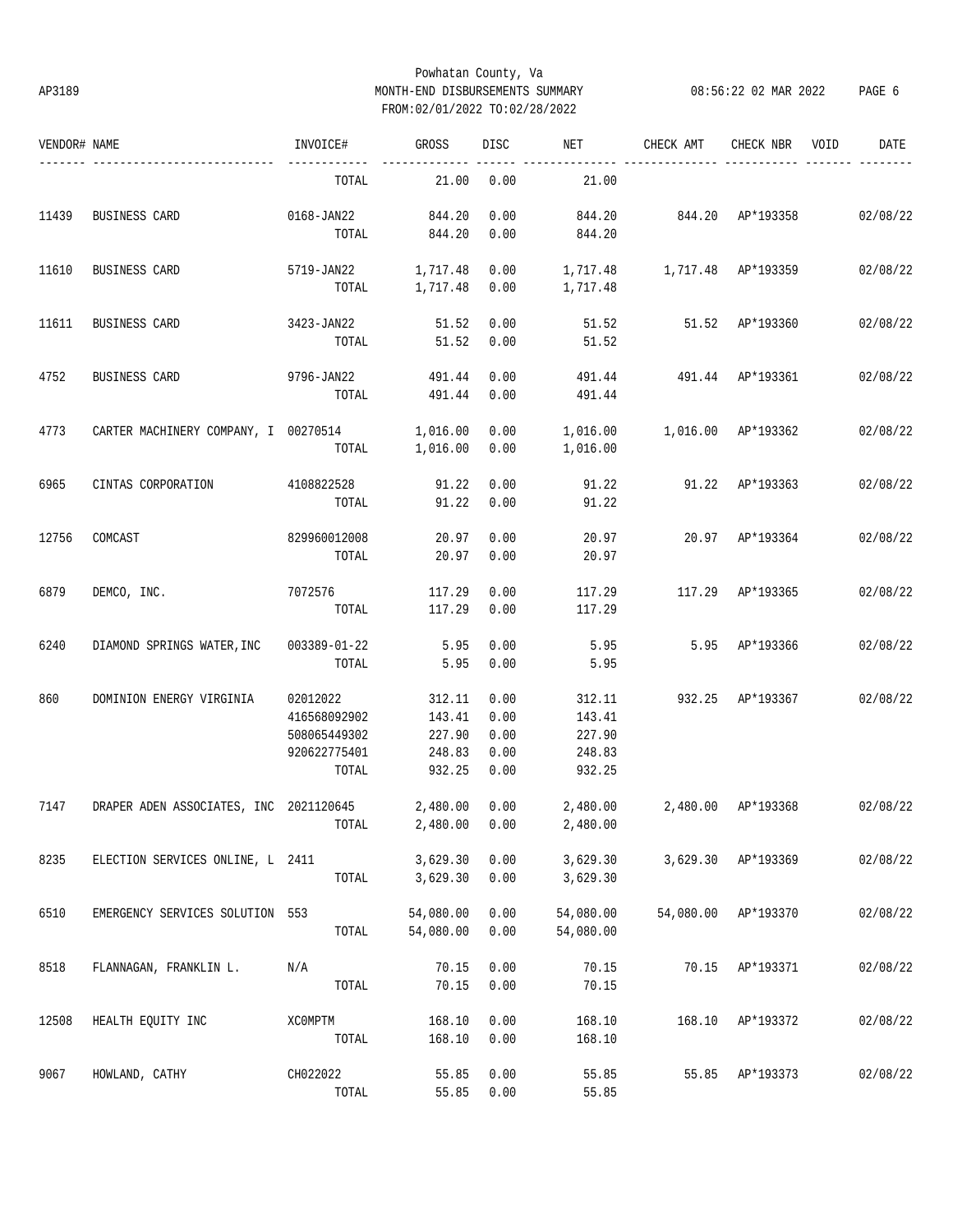Powhatan County, Va
MONTH-END DISBURSEMENTS SUMMARY
FROM:02/01/2022 TO:02/28/2022

AP3189 08:56:22 02 MAR 2022

| VENDOR# | NAME | INVOICE# | GROSS | DISC | NET | CHECK AMT | CHECK NBR | VOID | DATE |
|---|---|---|---|---|---|---|---|---|---|
| | | TOTAL | 21.00 | 0.00 | 21.00 | | | | |
| 11439 | BUSINESS CARD | 0168-JAN22 | 844.20 | 0.00 | 844.20 | 844.20 | AP*193358 | | 02/08/22 |
| | | TOTAL | 844.20 | 0.00 | 844.20 | | | | |
| 11610 | BUSINESS CARD | 5719-JAN22 | 1,717.48 | 0.00 | 1,717.48 | 1,717.48 | AP*193359 | | 02/08/22 |
| | | TOTAL | 1,717.48 | 0.00 | 1,717.48 | | | | |
| 11611 | BUSINESS CARD | 3423-JAN22 | 51.52 | 0.00 | 51.52 | 51.52 | AP*193360 | | 02/08/22 |
| | | TOTAL | 51.52 | 0.00 | 51.52 | | | | |
| 4752 | BUSINESS CARD | 9796-JAN22 | 491.44 | 0.00 | 491.44 | 491.44 | AP*193361 | | 02/08/22 |
| | | TOTAL | 491.44 | 0.00 | 491.44 | | | | |
| 4773 | CARTER MACHINERY COMPANY, I | 00270514 | 1,016.00 | 0.00 | 1,016.00 | 1,016.00 | AP*193362 | | 02/08/22 |
| | | TOTAL | 1,016.00 | 0.00 | 1,016.00 | | | | |
| 6965 | CINTAS CORPORATION | 4108822528 | 91.22 | 0.00 | 91.22 | 91.22 | AP*193363 | | 02/08/22 |
| | | TOTAL | 91.22 | 0.00 | 91.22 | | | | |
| 12756 | COMCAST | 829960012008 | 20.97 | 0.00 | 20.97 | 20.97 | AP*193364 | | 02/08/22 |
| | | TOTAL | 20.97 | 0.00 | 20.97 | | | | |
| 6879 | DEMCO, INC. | 7072576 | 117.29 | 0.00 | 117.29 | 117.29 | AP*193365 | | 02/08/22 |
| | | TOTAL | 117.29 | 0.00 | 117.29 | | | | |
| 6240 | DIAMOND SPRINGS WATER,INC | 003389-01-22 | 5.95 | 0.00 | 5.95 | 5.95 | AP*193366 | | 02/08/22 |
| | | TOTAL | 5.95 | 0.00 | 5.95 | | | | |
| 860 | DOMINION ENERGY VIRGINIA | 02012022 | 312.11 | 0.00 | 312.11 | 932.25 | AP*193367 | | 02/08/22 |
| | | 416568092902 | 143.41 | 0.00 | 143.41 | | | | |
| | | 508065449302 | 227.90 | 0.00 | 227.90 | | | | |
| | | 920622775401 | 248.83 | 0.00 | 248.83 | | | | |
| | | TOTAL | 932.25 | 0.00 | 932.25 | | | | |
| 7147 | DRAPER ADEN ASSOCIATES, INC | 2021120645 | 2,480.00 | 0.00 | 2,480.00 | 2,480.00 | AP*193368 | | 02/08/22 |
| | | TOTAL | 2,480.00 | 0.00 | 2,480.00 | | | | |
| 8235 | ELECTION SERVICES ONLINE, L | 2411 | 3,629.30 | 0.00 | 3,629.30 | 3,629.30 | AP*193369 | | 02/08/22 |
| | | TOTAL | 3,629.30 | 0.00 | 3,629.30 | | | | |
| 6510 | EMERGENCY SERVICES SOLUTION | 553 | 54,080.00 | 0.00 | 54,080.00 | 54,080.00 | AP*193370 | | 02/08/22 |
| | | TOTAL | 54,080.00 | 0.00 | 54,080.00 | | | | |
| 8518 | FLANNAGAN, FRANKLIN L. | N/A | 70.15 | 0.00 | 70.15 | 70.15 | AP*193371 | | 02/08/22 |
| | | TOTAL | 70.15 | 0.00 | 70.15 | | | | |
| 12508 | HEALTH EQUITY INC | XC0MPTM | 168.10 | 0.00 | 168.10 | 168.10 | AP*193372 | | 02/08/22 |
| | | TOTAL | 168.10 | 0.00 | 168.10 | | | | |
| 9067 | HOWLAND, CATHY | CH022022 | 55.85 | 0.00 | 55.85 | 55.85 | AP*193373 | | 02/08/22 |
| | | TOTAL | 55.85 | 0.00 | 55.85 | | | | |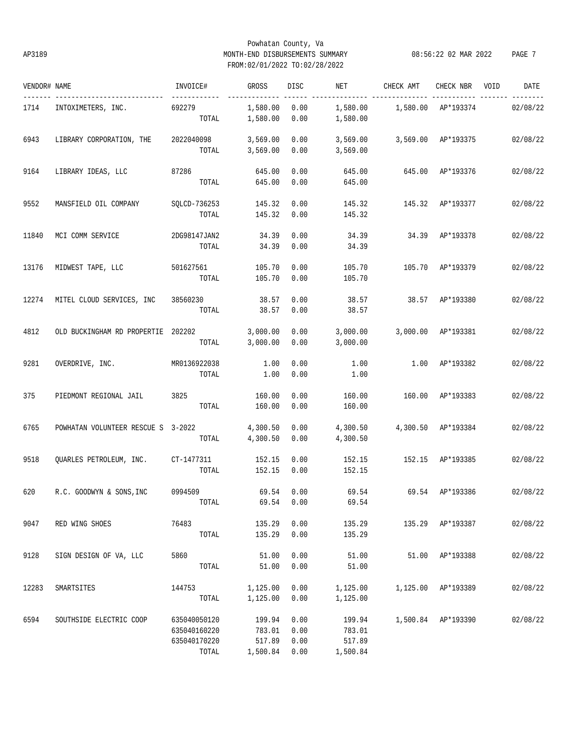Powhatan County, Va
AP3189 MONTH-END DISBURSEMENTS SUMMARY 08:56:22 02 MAR 2022
FROM:02/01/2022 TO:02/28/2022

| VENDOR# | NAME | INVOICE# | GROSS | DISC | NET | CHECK AMT | CHECK NBR | VOID | DATE |
|---|---|---|---|---|---|---|---|---|---|
| 1714 | INTOXIMETERS, INC. | 692279 | 1,580.00 | 0.00 | 1,580.00 | 1,580.00 | AP*193374 | | 02/08/22 |
| | | TOTAL | 1,580.00 | 0.00 | 1,580.00 | | | | |
| 6943 | LIBRARY CORPORATION, THE | 2022040098 | 3,569.00 | 0.00 | 3,569.00 | 3,569.00 | AP*193375 | | 02/08/22 |
| | | TOTAL | 3,569.00 | 0.00 | 3,569.00 | | | | |
| 9164 | LIBRARY IDEAS, LLC | 87286 | 645.00 | 0.00 | 645.00 | 645.00 | AP*193376 | | 02/08/22 |
| | | TOTAL | 645.00 | 0.00 | 645.00 | | | | |
| 9552 | MANSFIELD OIL COMPANY | SQLCD-736253 | 145.32 | 0.00 | 145.32 | 145.32 | AP*193377 | | 02/08/22 |
| | | TOTAL | 145.32 | 0.00 | 145.32 | | | | |
| 11840 | MCI COMM SERVICE | 2DG98147JAN2 | 34.39 | 0.00 | 34.39 | 34.39 | AP*193378 | | 02/08/22 |
| | | TOTAL | 34.39 | 0.00 | 34.39 | | | | |
| 13176 | MIDWEST TAPE, LLC | 501627561 | 105.70 | 0.00 | 105.70 | 105.70 | AP*193379 | | 02/08/22 |
| | | TOTAL | 105.70 | 0.00 | 105.70 | | | | |
| 12274 | MITEL CLOUD SERVICES, INC | 38560230 | 38.57 | 0.00 | 38.57 | 38.57 | AP*193380 | | 02/08/22 |
| | | TOTAL | 38.57 | 0.00 | 38.57 | | | | |
| 4812 | OLD BUCKINGHAM RD PROPERTIE | 202202 | 3,000.00 | 0.00 | 3,000.00 | 3,000.00 | AP*193381 | | 02/08/22 |
| | | TOTAL | 3,000.00 | 0.00 | 3,000.00 | | | | |
| 9281 | OVERDRIVE, INC. | MR0136922038 | 1.00 | 0.00 | 1.00 | 1.00 | AP*193382 | | 02/08/22 |
| | | TOTAL | 1.00 | 0.00 | 1.00 | | | | |
| 375 | PIEDMONT REGIONAL JAIL | 3825 | 160.00 | 0.00 | 160.00 | 160.00 | AP*193383 | | 02/08/22 |
| | | TOTAL | 160.00 | 0.00 | 160.00 | | | | |
| 6765 | POWHATAN VOLUNTEER RESCUE S | 3-2022 | 4,300.50 | 0.00 | 4,300.50 | 4,300.50 | AP*193384 | | 02/08/22 |
| | | TOTAL | 4,300.50 | 0.00 | 4,300.50 | | | | |
| 9518 | QUARLES PETROLEUM, INC. | CT-1477311 | 152.15 | 0.00 | 152.15 | 152.15 | AP*193385 | | 02/08/22 |
| | | TOTAL | 152.15 | 0.00 | 152.15 | | | | |
| 620 | R.C. GOODWYN & SONS,INC | 0994509 | 69.54 | 0.00 | 69.54 | 69.54 | AP*193386 | | 02/08/22 |
| | | TOTAL | 69.54 | 0.00 | 69.54 | | | | |
| 9047 | RED WING SHOES | 76483 | 135.29 | 0.00 | 135.29 | 135.29 | AP*193387 | | 02/08/22 |
| | | TOTAL | 135.29 | 0.00 | 135.29 | | | | |
| 9128 | SIGN DESIGN OF VA, LLC | 5860 | 51.00 | 0.00 | 51.00 | 51.00 | AP*193388 | | 02/08/22 |
| | | TOTAL | 51.00 | 0.00 | 51.00 | | | | |
| 12283 | SMARTSITES | 144753 | 1,125.00 | 0.00 | 1,125.00 | 1,125.00 | AP*193389 | | 02/08/22 |
| | | TOTAL | 1,125.00 | 0.00 | 1,125.00 | | | | |
| 6594 | SOUTHSIDE ELECTRIC COOP | 635040050120 | 199.94 | 0.00 | 199.94 | 1,500.84 | AP*193390 | | 02/08/22 |
| | | 635040160220 | 783.01 | 0.00 | 783.01 | | | | |
| | | 635040170220 | 517.89 | 0.00 | 517.89 | | | | |
| | | TOTAL | 1,500.84 | 0.00 | 1,500.84 | | | | |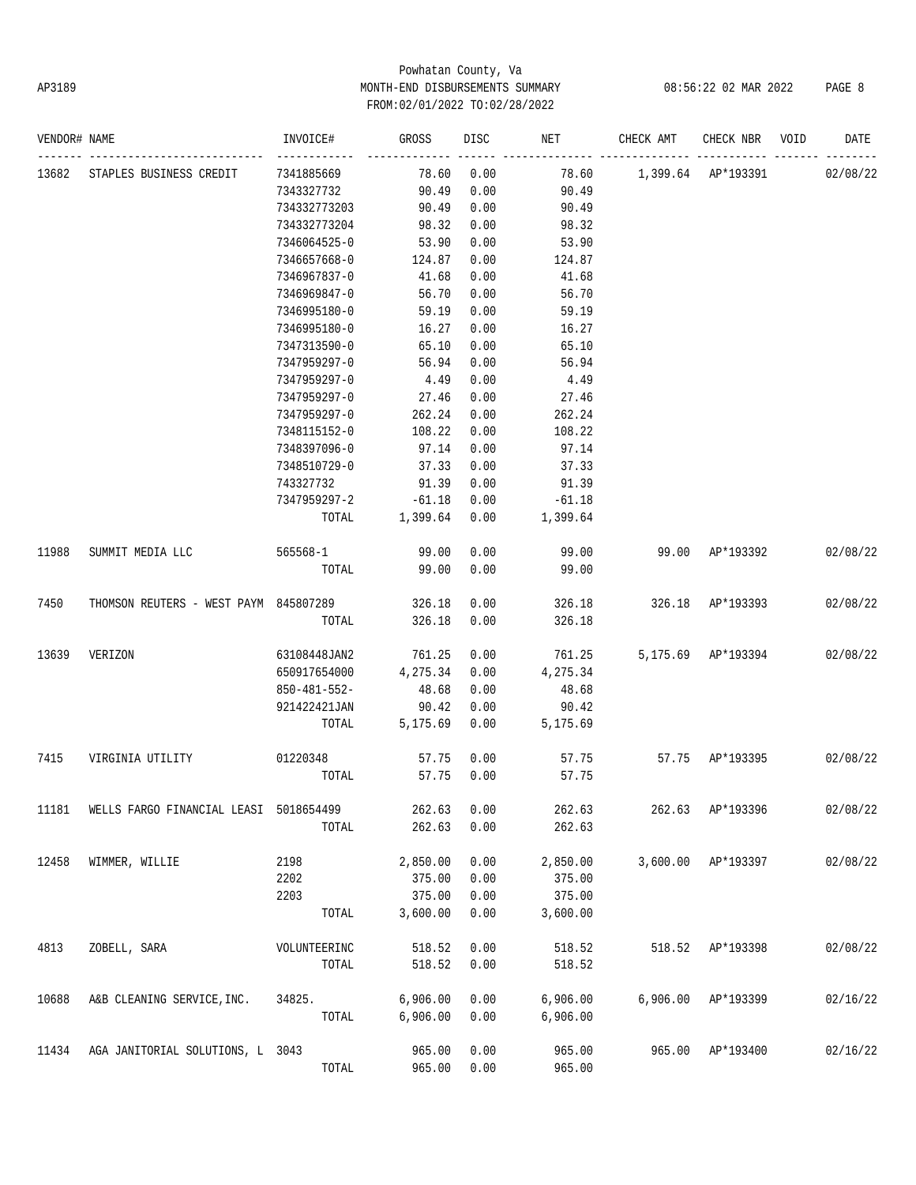Powhatan County, Va

AP3189 MONTH-END DISBURSEMENTS SUMMARY

FROM:02/01/2022 TO:02/28/2022

| VENDOR# | NAME | INVOICE# | GROSS | DISC | NET | CHECK AMT | CHECK NBR | VOID | DATE |
|---|---|---|---|---|---|---|---|---|---|
| 13682 | STAPLES BUSINESS CREDIT | 7341885669 | 78.60 | 0.00 | 78.60 | 1,399.64 | AP*193391 | | 02/08/22 |
| | | 7343327732 | 90.49 | 0.00 | 90.49 | | | | |
| | | 734332773203 | 90.49 | 0.00 | 90.49 | | | | |
| | | 734332773204 | 98.32 | 0.00 | 98.32 | | | | |
| | | 7346064525-0 | 53.90 | 0.00 | 53.90 | | | | |
| | | 7346657668-0 | 124.87 | 0.00 | 124.87 | | | | |
| | | 7346967837-0 | 41.68 | 0.00 | 41.68 | | | | |
| | | 7346969847-0 | 56.70 | 0.00 | 56.70 | | | | |
| | | 7346995180-0 | 59.19 | 0.00 | 59.19 | | | | |
| | | 7346995180-0 | 16.27 | 0.00 | 16.27 | | | | |
| | | 7347313590-0 | 65.10 | 0.00 | 65.10 | | | | |
| | | 7347959297-0 | 56.94 | 0.00 | 56.94 | | | | |
| | | 7347959297-0 | 4.49 | 0.00 | 4.49 | | | | |
| | | 7347959297-0 | 27.46 | 0.00 | 27.46 | | | | |
| | | 7347959297-0 | 262.24 | 0.00 | 262.24 | | | | |
| | | 7348115152-0 | 108.22 | 0.00 | 108.22 | | | | |
| | | 7348397096-0 | 97.14 | 0.00 | 97.14 | | | | |
| | | 7348510729-0 | 37.33 | 0.00 | 37.33 | | | | |
| | | 743327732 | 91.39 | 0.00 | 91.39 | | | | |
| | | 7347959297-2 | -61.18 | 0.00 | -61.18 | | | | |
| | | TOTAL | 1,399.64 | 0.00 | 1,399.64 | | | | |
| 11988 | SUMMIT MEDIA LLC | 565568-1 | 99.00 | 0.00 | 99.00 | 99.00 | AP*193392 | | 02/08/22 |
| | | TOTAL | 99.00 | 0.00 | 99.00 | | | | |
| 7450 | THOMSON REUTERS - WEST PAYM | 845807289 | 326.18 | 0.00 | 326.18 | 326.18 | AP*193393 | | 02/08/22 |
| | | TOTAL | 326.18 | 0.00 | 326.18 | | | | |
| 13639 | VERIZON | 63108448JAN2 | 761.25 | 0.00 | 761.25 | 5,175.69 | AP*193394 | | 02/08/22 |
| | | 650917654000 | 4,275.34 | 0.00 | 4,275.34 | | | | |
| | | 850-481-552- | 48.68 | 0.00 | 48.68 | | | | |
| | | 921422421JAN | 90.42 | 0.00 | 90.42 | | | | |
| | | TOTAL | 5,175.69 | 0.00 | 5,175.69 | | | | |
| 7415 | VIRGINIA UTILITY | 01220348 | 57.75 | 0.00 | 57.75 | 57.75 | AP*193395 | | 02/08/22 |
| | | TOTAL | 57.75 | 0.00 | 57.75 | | | | |
| 11181 | WELLS FARGO FINANCIAL LEASI | 5018654499 | 262.63 | 0.00 | 262.63 | 262.63 | AP*193396 | | 02/08/22 |
| | | TOTAL | 262.63 | 0.00 | 262.63 | | | | |
| 12458 | WIMMER, WILLIE | 2198 | 2,850.00 | 0.00 | 2,850.00 | 3,600.00 | AP*193397 | | 02/08/22 |
| | | 2202 | 375.00 | 0.00 | 375.00 | | | | |
| | | 2203 | 375.00 | 0.00 | 375.00 | | | | |
| | | TOTAL | 3,600.00 | 0.00 | 3,600.00 | | | | |
| 4813 | ZOBELL, SARA | VOLUNTEERINC | 518.52 | 0.00 | 518.52 | 518.52 | AP*193398 | | 02/08/22 |
| | | TOTAL | 518.52 | 0.00 | 518.52 | | | | |
| 10688 | A&B CLEANING SERVICE,INC. | 34825. | 6,906.00 | 0.00 | 6,906.00 | 6,906.00 | AP*193399 | | 02/16/22 |
| | | TOTAL | 6,906.00 | 0.00 | 6,906.00 | | | | |
| 11434 | AGA JANITORIAL SOLUTIONS, L | 3043 | 965.00 | 0.00 | 965.00 | 965.00 | AP*193400 | | 02/16/22 |
| | | TOTAL | 965.00 | 0.00 | 965.00 | | | | |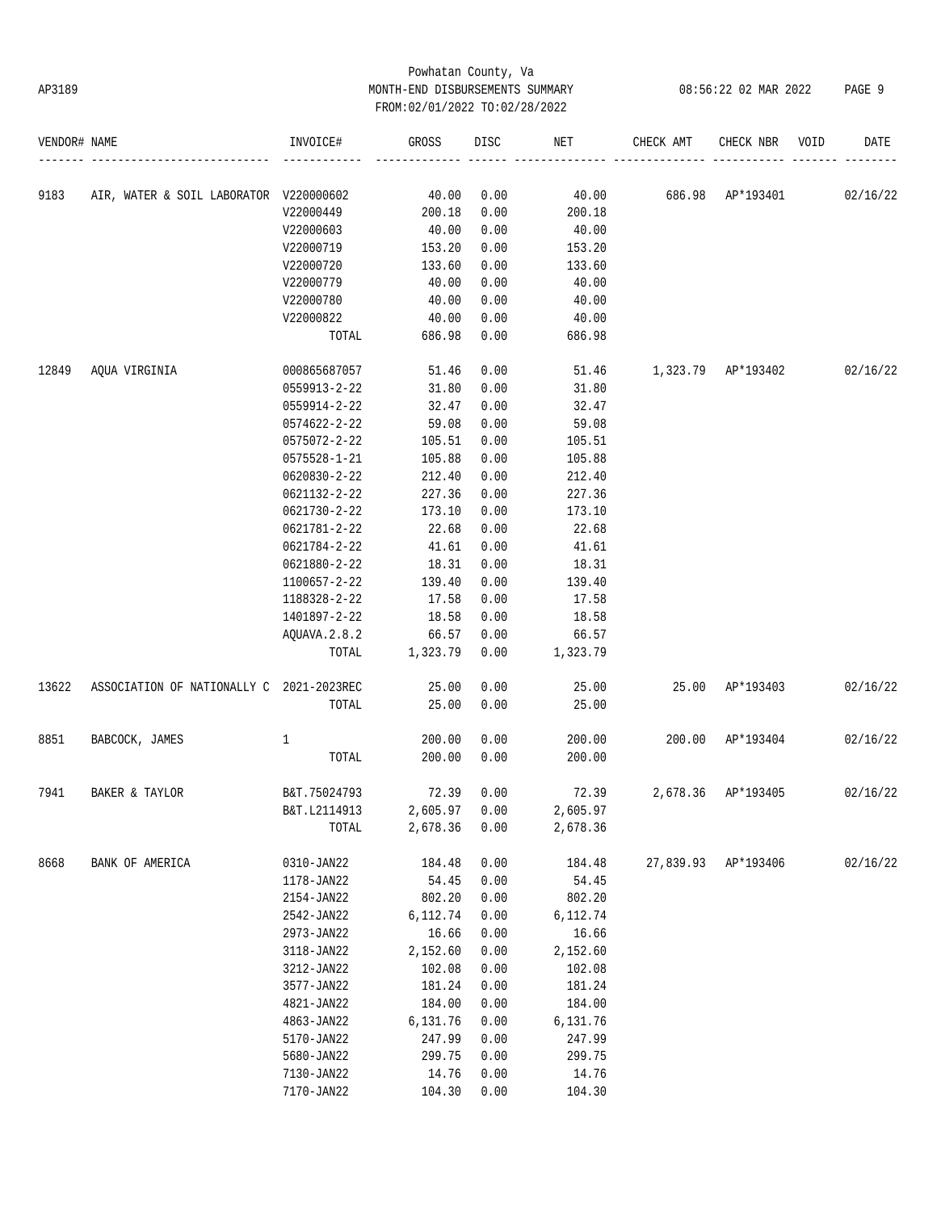Powhatan County, Va
MONTH-END DISBURSEMENTS SUMMARY
FROM:02/01/2022 TO:02/28/2022

| VENDOR# | NAME | INVOICE# | GROSS | DISC | NET | CHECK AMT | CHECK NBR | VOID | DATE |
|---|---|---|---|---|---|---|---|---|---|
| 9183 | AIR, WATER & SOIL LABORATOR | V220000602 | 40.00 | 0.00 | 40.00 | 686.98 | AP*193401 | | 02/16/22 |
| | | V22000449 | 200.18 | 0.00 | 200.18 | | | | |
| | | V22000603 | 40.00 | 0.00 | 40.00 | | | | |
| | | V22000719 | 153.20 | 0.00 | 153.20 | | | | |
| | | V22000720 | 133.60 | 0.00 | 133.60 | | | | |
| | | V22000779 | 40.00 | 0.00 | 40.00 | | | | |
| | | V22000780 | 40.00 | 0.00 | 40.00 | | | | |
| | | V22000822 | 40.00 | 0.00 | 40.00 | | | | |
| | | TOTAL | 686.98 | 0.00 | 686.98 | | | | |
| 12849 | AQUA VIRGINIA | 000865687057 | 51.46 | 0.00 | 51.46 | 1,323.79 | AP*193402 | | 02/16/22 |
| | | 0559913-2-22 | 31.80 | 0.00 | 31.80 | | | | |
| | | 0559914-2-22 | 32.47 | 0.00 | 32.47 | | | | |
| | | 0574622-2-22 | 59.08 | 0.00 | 59.08 | | | | |
| | | 0575072-2-22 | 105.51 | 0.00 | 105.51 | | | | |
| | | 0575528-1-21 | 105.88 | 0.00 | 105.88 | | | | |
| | | 0620830-2-22 | 212.40 | 0.00 | 212.40 | | | | |
| | | 0621132-2-22 | 227.36 | 0.00 | 227.36 | | | | |
| | | 0621730-2-22 | 173.10 | 0.00 | 173.10 | | | | |
| | | 0621781-2-22 | 22.68 | 0.00 | 22.68 | | | | |
| | | 0621784-2-22 | 41.61 | 0.00 | 41.61 | | | | |
| | | 0621880-2-22 | 18.31 | 0.00 | 18.31 | | | | |
| | | 1100657-2-22 | 139.40 | 0.00 | 139.40 | | | | |
| | | 1188328-2-22 | 17.58 | 0.00 | 17.58 | | | | |
| | | 1401897-2-22 | 18.58 | 0.00 | 18.58 | | | | |
| | | AQUAVA.2.8.2 | 66.57 | 0.00 | 66.57 | | | | |
| | | TOTAL | 1,323.79 | 0.00 | 1,323.79 | | | | |
| 13622 | ASSOCIATION OF NATIONALLY C | 2021-2023REC | 25.00 | 0.00 | 25.00 | 25.00 | AP*193403 | | 02/16/22 |
| | | TOTAL | 25.00 | 0.00 | 25.00 | | | | |
| 8851 | BABCOCK, JAMES | 1 | 200.00 | 0.00 | 200.00 | 200.00 | AP*193404 | | 02/16/22 |
| | | TOTAL | 200.00 | 0.00 | 200.00 | | | | |
| 7941 | BAKER & TAYLOR | B&T.75024793 | 72.39 | 0.00 | 72.39 | 2,678.36 | AP*193405 | | 02/16/22 |
| | | B&T.L2114913 | 2,605.97 | 0.00 | 2,605.97 | | | | |
| | | TOTAL | 2,678.36 | 0.00 | 2,678.36 | | | | |
| 8668 | BANK OF AMERICA | 0310-JAN22 | 184.48 | 0.00 | 184.48 | 27,839.93 | AP*193406 | | 02/16/22 |
| | | 1178-JAN22 | 54.45 | 0.00 | 54.45 | | | | |
| | | 2154-JAN22 | 802.20 | 0.00 | 802.20 | | | | |
| | | 2542-JAN22 | 6,112.74 | 0.00 | 6,112.74 | | | | |
| | | 2973-JAN22 | 16.66 | 0.00 | 16.66 | | | | |
| | | 3118-JAN22 | 2,152.60 | 0.00 | 2,152.60 | | | | |
| | | 3212-JAN22 | 102.08 | 0.00 | 102.08 | | | | |
| | | 3577-JAN22 | 181.24 | 0.00 | 181.24 | | | | |
| | | 4821-JAN22 | 184.00 | 0.00 | 184.00 | | | | |
| | | 4863-JAN22 | 6,131.76 | 0.00 | 6,131.76 | | | | |
| | | 5170-JAN22 | 247.99 | 0.00 | 247.99 | | | | |
| | | 5680-JAN22 | 299.75 | 0.00 | 299.75 | | | | |
| | | 7130-JAN22 | 14.76 | 0.00 | 14.76 | | | | |
| | | 7170-JAN22 | 104.30 | 0.00 | 104.30 | | | | |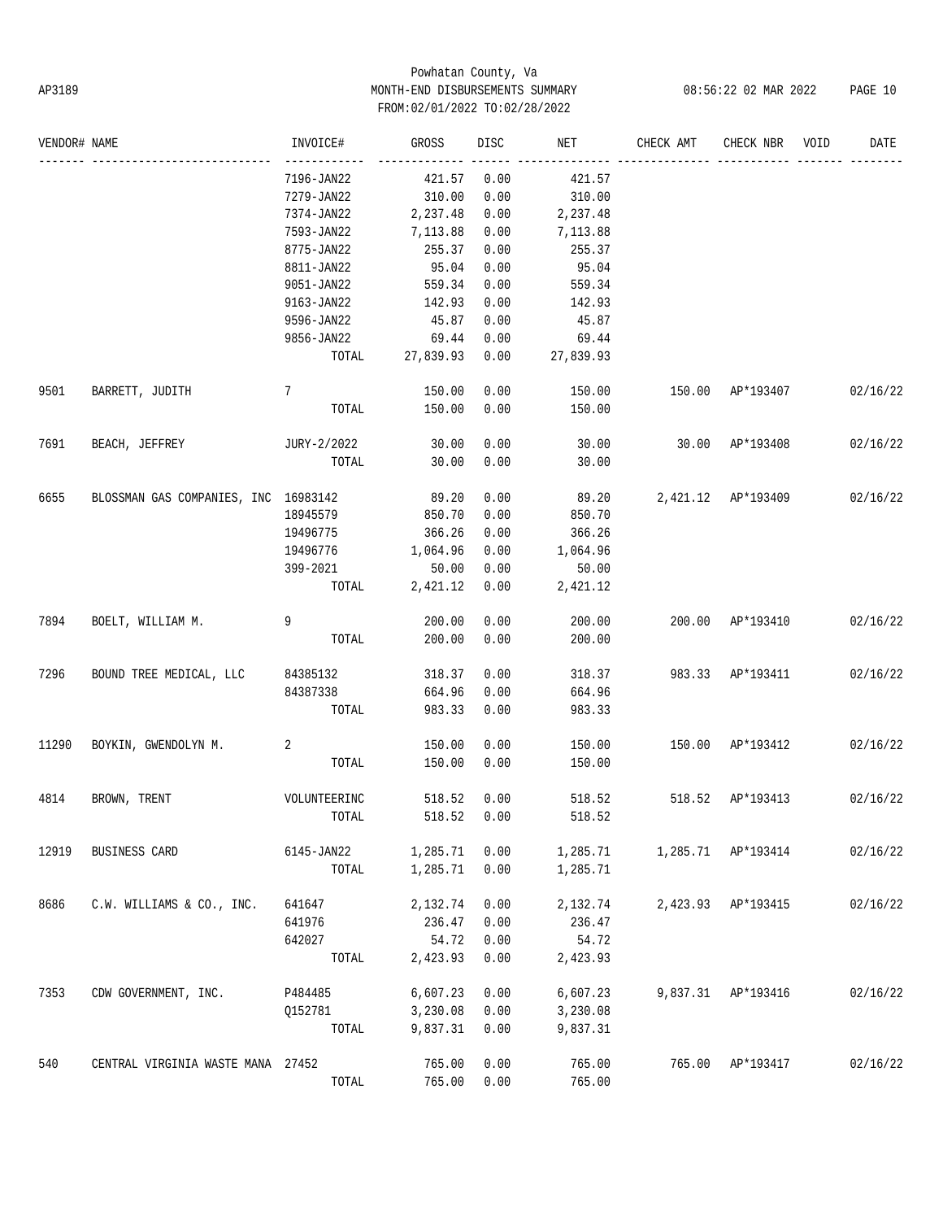Powhatan County, Va
AP3189 MONTH-END DISBURSEMENTS SUMMARY 08:56:22 02 MAR 2022
FROM:02/01/2022 TO:02/28/2022

| VENDOR# | NAME | INVOICE# | GROSS | DISC | NET | CHECK AMT | CHECK NBR | VOID | DATE |
|---|---|---|---|---|---|---|---|---|---|
| | | 7196-JAN22 | 421.57 | 0.00 | 421.57 | | | | |
| | | 7279-JAN22 | 310.00 | 0.00 | 310.00 | | | | |
| | | 7374-JAN22 | 2,237.48 | 0.00 | 2,237.48 | | | | |
| | | 7593-JAN22 | 7,113.88 | 0.00 | 7,113.88 | | | | |
| | | 8775-JAN22 | 255.37 | 0.00 | 255.37 | | | | |
| | | 8811-JAN22 | 95.04 | 0.00 | 95.04 | | | | |
| | | 9051-JAN22 | 559.34 | 0.00 | 559.34 | | | | |
| | | 9163-JAN22 | 142.93 | 0.00 | 142.93 | | | | |
| | | 9596-JAN22 | 45.87 | 0.00 | 45.87 | | | | |
| | | 9856-JAN22 | 69.44 | 0.00 | 69.44 | | | | |
| | | TOTAL | 27,839.93 | 0.00 | 27,839.93 | | | | |
| 9501 | BARRETT, JUDITH | 7 | 150.00 | 0.00 | 150.00 | 150.00 | AP*193407 | | 02/16/22 |
| | | TOTAL | 150.00 | 0.00 | 150.00 | | | | |
| 7691 | BEACH, JEFFREY | JURY-2/2022 | 30.00 | 0.00 | 30.00 | 30.00 | AP*193408 | | 02/16/22 |
| | | TOTAL | 30.00 | 0.00 | 30.00 | | | | |
| 6655 | BLOSSMAN GAS COMPANIES, INC | 16983142 | 89.20 | 0.00 | 89.20 | 2,421.12 | AP*193409 | | 02/16/22 |
| | | 18945579 | 850.70 | 0.00 | 850.70 | | | | |
| | | 19496775 | 366.26 | 0.00 | 366.26 | | | | |
| | | 19496776 | 1,064.96 | 0.00 | 1,064.96 | | | | |
| | | 399-2021 | 50.00 | 0.00 | 50.00 | | | | |
| | | TOTAL | 2,421.12 | 0.00 | 2,421.12 | | | | |
| 7894 | BOELT, WILLIAM M. | 9 | 200.00 | 0.00 | 200.00 | 200.00 | AP*193410 | | 02/16/22 |
| | | TOTAL | 200.00 | 0.00 | 200.00 | | | | |
| 7296 | BOUND TREE MEDICAL, LLC | 84385132 | 318.37 | 0.00 | 318.37 | 983.33 | AP*193411 | | 02/16/22 |
| | | 84387338 | 664.96 | 0.00 | 664.96 | | | | |
| | | TOTAL | 983.33 | 0.00 | 983.33 | | | | |
| 11290 | BOYKIN, GWENDOLYN M. | 2 | 150.00 | 0.00 | 150.00 | 150.00 | AP*193412 | | 02/16/22 |
| | | TOTAL | 150.00 | 0.00 | 150.00 | | | | |
| 4814 | BROWN, TRENT | VOLUNTEERINC | 518.52 | 0.00 | 518.52 | 518.52 | AP*193413 | | 02/16/22 |
| | | TOTAL | 518.52 | 0.00 | 518.52 | | | | |
| 12919 | BUSINESS CARD | 6145-JAN22 | 1,285.71 | 0.00 | 1,285.71 | 1,285.71 | AP*193414 | | 02/16/22 |
| | | TOTAL | 1,285.71 | 0.00 | 1,285.71 | | | | |
| 8686 | C.W. WILLIAMS & CO., INC. | 641647 | 2,132.74 | 0.00 | 2,132.74 | 2,423.93 | AP*193415 | | 02/16/22 |
| | | 641976 | 236.47 | 0.00 | 236.47 | | | | |
| | | 642027 | 54.72 | 0.00 | 54.72 | | | | |
| | | TOTAL | 2,423.93 | 0.00 | 2,423.93 | | | | |
| 7353 | CDW GOVERNMENT, INC. | P484485 | 6,607.23 | 0.00 | 6,607.23 | 9,837.31 | AP*193416 | | 02/16/22 |
| | | Q152781 | 3,230.08 | 0.00 | 3,230.08 | | | | |
| | | TOTAL | 9,837.31 | 0.00 | 9,837.31 | | | | |
| 540 | CENTRAL VIRGINIA WASTE MANA | 27452 | 765.00 | 0.00 | 765.00 | 765.00 | AP*193417 | | 02/16/22 |
| | | TOTAL | 765.00 | 0.00 | 765.00 | | | | |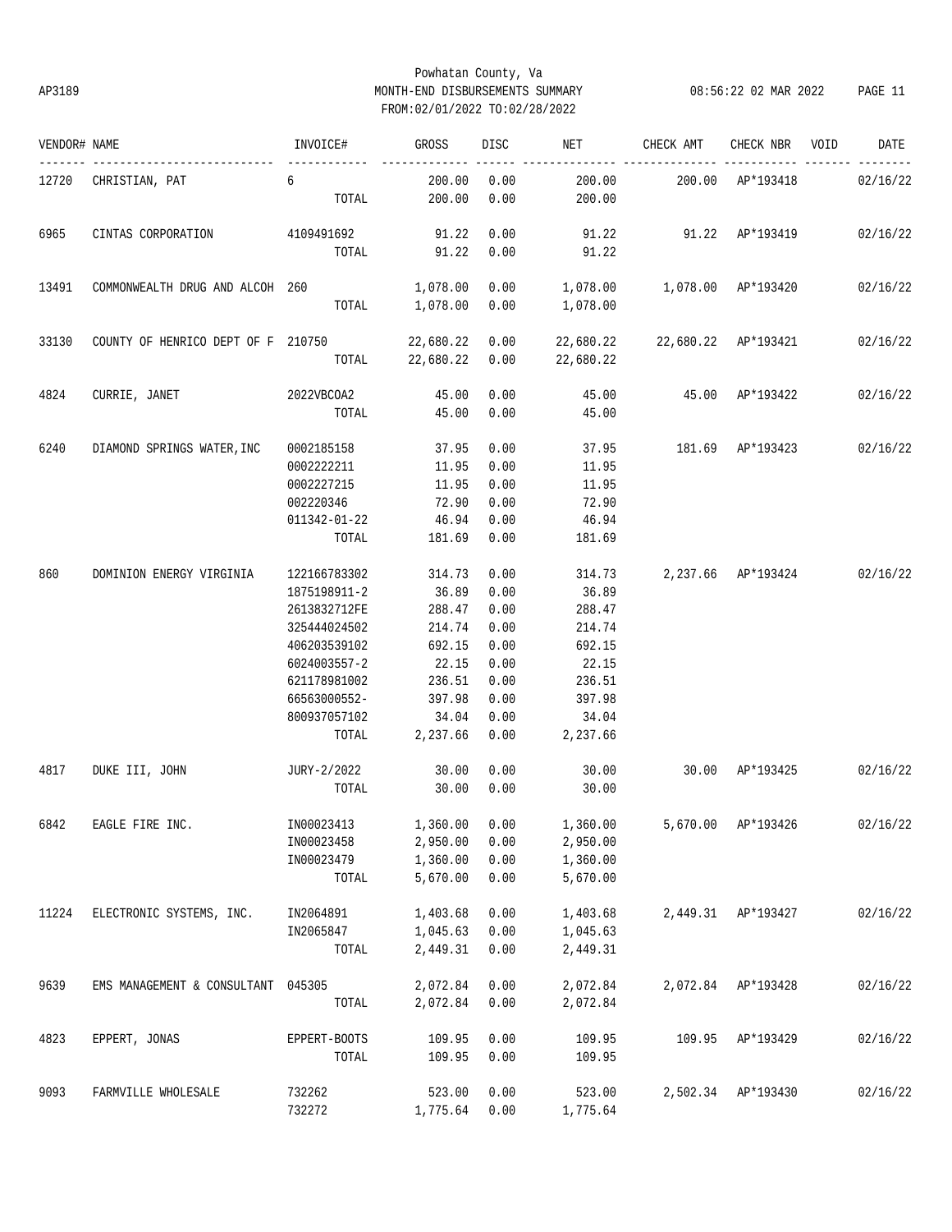Powhatan County, Va
MONTH-END DISBURSEMENTS SUMMARY
FROM:02/01/2022 TO:02/28/2022

AP3189 — 08:56:22 02 MAR 2022

| VENDOR# | NAME | INVOICE# | GROSS | DISC | NET | CHECK AMT | CHECK NBR | VOID | DATE |
|---|---|---|---|---|---|---|---|---|---|
| 12720 | CHRISTIAN, PAT | 6 | 200.00 | 0.00 | 200.00 | 200.00 | AP*193418 | | 02/16/22 |
| | | TOTAL | 200.00 | 0.00 | 200.00 | | | | |
| 6965 | CINTAS CORPORATION | 4109491692 | 91.22 | 0.00 | 91.22 | 91.22 | AP*193419 | | 02/16/22 |
| | | TOTAL | 91.22 | 0.00 | 91.22 | | | | |
| 13491 | COMMONWEALTH DRUG AND ALCOH | 260 | 1,078.00 | 0.00 | 1,078.00 | 1,078.00 | AP*193420 | | 02/16/22 |
| | | TOTAL | 1,078.00 | 0.00 | 1,078.00 | | | | |
| 33130 | COUNTY OF HENRICO DEPT OF F | 210750 | 22,680.22 | 0.00 | 22,680.22 | 22,680.22 | AP*193421 | | 02/16/22 |
| | | TOTAL | 22,680.22 | 0.00 | 22,680.22 | | | | |
| 4824 | CURRIE, JANET | 2022VBCOA2 | 45.00 | 0.00 | 45.00 | 45.00 | AP*193422 | | 02/16/22 |
| | | TOTAL | 45.00 | 0.00 | 45.00 | | | | |
| 6240 | DIAMOND SPRINGS WATER,INC | 0002185158 | 37.95 | 0.00 | 37.95 | 181.69 | AP*193423 | | 02/16/22 |
| | | 0002222211 | 11.95 | 0.00 | 11.95 | | | | |
| | | 0002227215 | 11.95 | 0.00 | 11.95 | | | | |
| | | 002220346 | 72.90 | 0.00 | 72.90 | | | | |
| | | 011342-01-22 | 46.94 | 0.00 | 46.94 | | | | |
| | | TOTAL | 181.69 | 0.00 | 181.69 | | | | |
| 860 | DOMINION ENERGY VIRGINIA | 122166783302 | 314.73 | 0.00 | 314.73 | 2,237.66 | AP*193424 | | 02/16/22 |
| | | 1875198911-2 | 36.89 | 0.00 | 36.89 | | | | |
| | | 2613832712FE | 288.47 | 0.00 | 288.47 | | | | |
| | | 325444024502 | 214.74 | 0.00 | 214.74 | | | | |
| | | 406203539102 | 692.15 | 0.00 | 692.15 | | | | |
| | | 6024003557-2 | 22.15 | 0.00 | 22.15 | | | | |
| | | 621178981002 | 236.51 | 0.00 | 236.51 | | | | |
| | | 66563000552- | 397.98 | 0.00 | 397.98 | | | | |
| | | 800937057102 | 34.04 | 0.00 | 34.04 | | | | |
| | | TOTAL | 2,237.66 | 0.00 | 2,237.66 | | | | |
| 4817 | DUKE III, JOHN | JURY-2/2022 | 30.00 | 0.00 | 30.00 | 30.00 | AP*193425 | | 02/16/22 |
| | | TOTAL | 30.00 | 0.00 | 30.00 | | | | |
| 6842 | EAGLE FIRE INC. | IN00023413 | 1,360.00 | 0.00 | 1,360.00 | 5,670.00 | AP*193426 | | 02/16/22 |
| | | IN00023458 | 2,950.00 | 0.00 | 2,950.00 | | | | |
| | | IN00023479 | 1,360.00 | 0.00 | 1,360.00 | | | | |
| | | TOTAL | 5,670.00 | 0.00 | 5,670.00 | | | | |
| 11224 | ELECTRONIC SYSTEMS, INC. | IN2064891 | 1,403.68 | 0.00 | 1,403.68 | 2,449.31 | AP*193427 | | 02/16/22 |
| | | IN2065847 | 1,045.63 | 0.00 | 1,045.63 | | | | |
| | | TOTAL | 2,449.31 | 0.00 | 2,449.31 | | | | |
| 9639 | EMS MANAGEMENT & CONSULTANT | 045305 | 2,072.84 | 0.00 | 2,072.84 | 2,072.84 | AP*193428 | | 02/16/22 |
| | | TOTAL | 2,072.84 | 0.00 | 2,072.84 | | | | |
| 4823 | EPPERT, JONAS | EPPERT-BOOTS | 109.95 | 0.00 | 109.95 | 109.95 | AP*193429 | | 02/16/22 |
| | | TOTAL | 109.95 | 0.00 | 109.95 | | | | |
| 9093 | FARMVILLE WHOLESALE | 732262 | 523.00 | 0.00 | 523.00 | 2,502.34 | AP*193430 | | 02/16/22 |
| | | 732272 | 1,775.64 | 0.00 | 1,775.64 | | | | |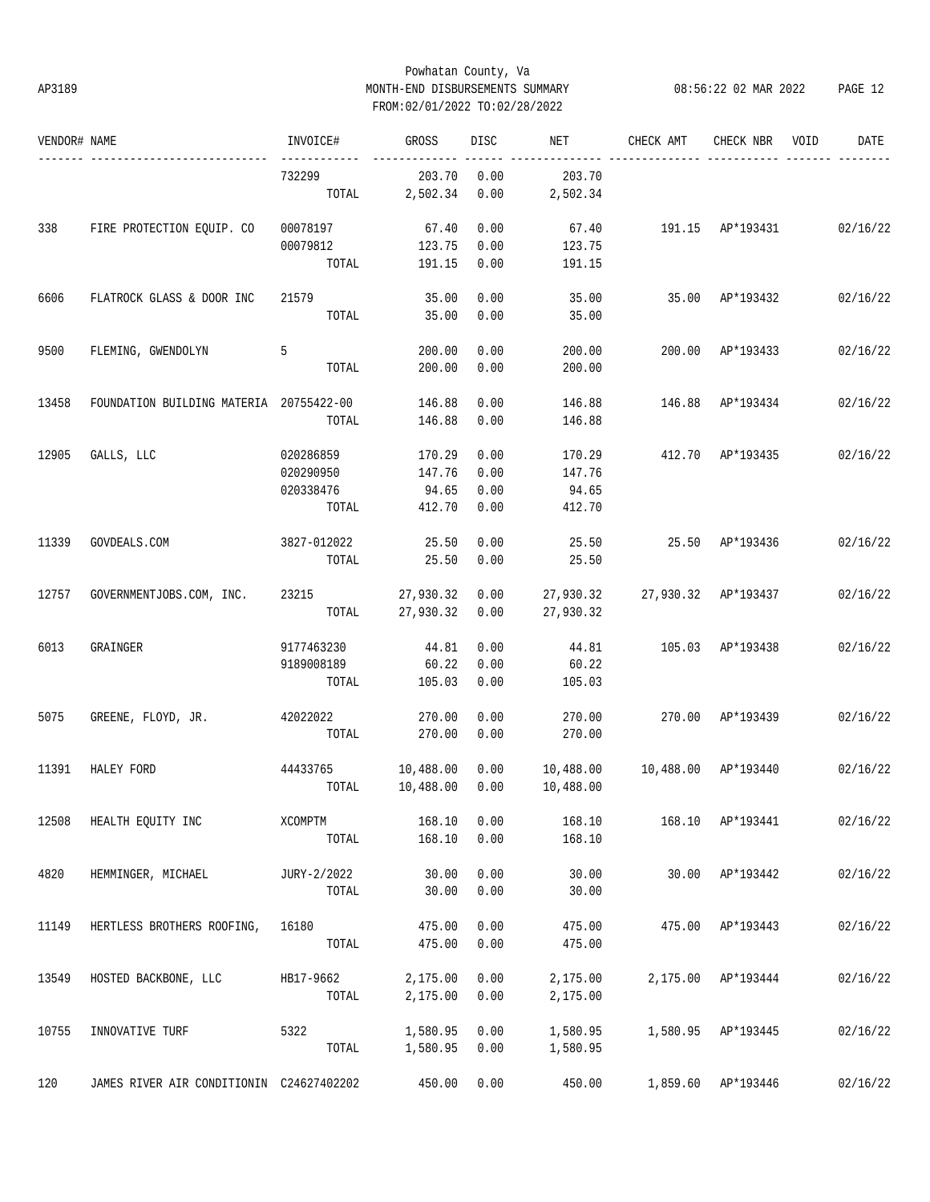Powhatan County, Va
MONTH-END DISBURSEMENTS SUMMARY
FROM:02/01/2022 TO:02/28/2022

| VENDOR# | NAME | INVOICE# | GROSS | DISC | NET | CHECK AMT | CHECK NBR | VOID | DATE |
|---|---|---|---|---|---|---|---|---|---|
| | | 732299 | 203.70 | 0.00 | 203.70 | | | | |
| | | TOTAL | 2,502.34 | 0.00 | 2,502.34 | | | | |
| 338 | FIRE PROTECTION EQUIP. CO | 00078197 | 67.40 | 0.00 | 67.40 | 191.15 | AP*193431 | | 02/16/22 |
| | | 00079812 | 123.75 | 0.00 | 123.75 | | | | |
| | | TOTAL | 191.15 | 0.00 | 191.15 | | | | |
| 6606 | FLATROCK GLASS & DOOR INC | 21579 | 35.00 | 0.00 | 35.00 | 35.00 | AP*193432 | | 02/16/22 |
| | | TOTAL | 35.00 | 0.00 | 35.00 | | | | |
| 9500 | FLEMING, GWENDOLYN | 5 | 200.00 | 0.00 | 200.00 | 200.00 | AP*193433 | | 02/16/22 |
| | | TOTAL | 200.00 | 0.00 | 200.00 | | | | |
| 13458 | FOUNDATION BUILDING MATERIA | 20755422-00 | 146.88 | 0.00 | 146.88 | 146.88 | AP*193434 | | 02/16/22 |
| | | TOTAL | 146.88 | 0.00 | 146.88 | | | | |
| 12905 | GALLS, LLC | 020286859 | 170.29 | 0.00 | 170.29 | 412.70 | AP*193435 | | 02/16/22 |
| | | 020290950 | 147.76 | 0.00 | 147.76 | | | | |
| | | 020338476 | 94.65 | 0.00 | 94.65 | | | | |
| | | TOTAL | 412.70 | 0.00 | 412.70 | | | | |
| 11339 | GOVDEALS.COM | 3827-012022 | 25.50 | 0.00 | 25.50 | 25.50 | AP*193436 | | 02/16/22 |
| | | TOTAL | 25.50 | 0.00 | 25.50 | | | | |
| 12757 | GOVERNMENTJOBS.COM, INC. | 23215 | 27,930.32 | 0.00 | 27,930.32 | 27,930.32 | AP*193437 | | 02/16/22 |
| | | TOTAL | 27,930.32 | 0.00 | 27,930.32 | | | | |
| 6013 | GRAINGER | 9177463230 | 44.81 | 0.00 | 44.81 | 105.03 | AP*193438 | | 02/16/22 |
| | | 9189008189 | 60.22 | 0.00 | 60.22 | | | | |
| | | TOTAL | 105.03 | 0.00 | 105.03 | | | | |
| 5075 | GREENE, FLOYD, JR. | 42022022 | 270.00 | 0.00 | 270.00 | 270.00 | AP*193439 | | 02/16/22 |
| | | TOTAL | 270.00 | 0.00 | 270.00 | | | | |
| 11391 | HALEY FORD | 44433765 | 10,488.00 | 0.00 | 10,488.00 | 10,488.00 | AP*193440 | | 02/16/22 |
| | | TOTAL | 10,488.00 | 0.00 | 10,488.00 | | | | |
| 12508 | HEALTH EQUITY INC | XCOMPTM | 168.10 | 0.00 | 168.10 | 168.10 | AP*193441 | | 02/16/22 |
| | | TOTAL | 168.10 | 0.00 | 168.10 | | | | |
| 4820 | HEMMINGER, MICHAEL | JURY-2/2022 | 30.00 | 0.00 | 30.00 | 30.00 | AP*193442 | | 02/16/22 |
| | | TOTAL | 30.00 | 0.00 | 30.00 | | | | |
| 11149 | HERTLESS BROTHERS ROOFING, | 16180 | 475.00 | 0.00 | 475.00 | 475.00 | AP*193443 | | 02/16/22 |
| | | TOTAL | 475.00 | 0.00 | 475.00 | | | | |
| 13549 | HOSTED BACKBONE, LLC | HB17-9662 | 2,175.00 | 0.00 | 2,175.00 | 2,175.00 | AP*193444 | | 02/16/22 |
| | | TOTAL | 2,175.00 | 0.00 | 2,175.00 | | | | |
| 10755 | INNOVATIVE TURF | 5322 | 1,580.95 | 0.00 | 1,580.95 | 1,580.95 | AP*193445 | | 02/16/22 |
| | | TOTAL | 1,580.95 | 0.00 | 1,580.95 | | | | |
| 120 | JAMES RIVER AIR CONDITIONIN | C24627402202 | 450.00 | 0.00 | 450.00 | 1,859.60 | AP*193446 | | 02/16/22 |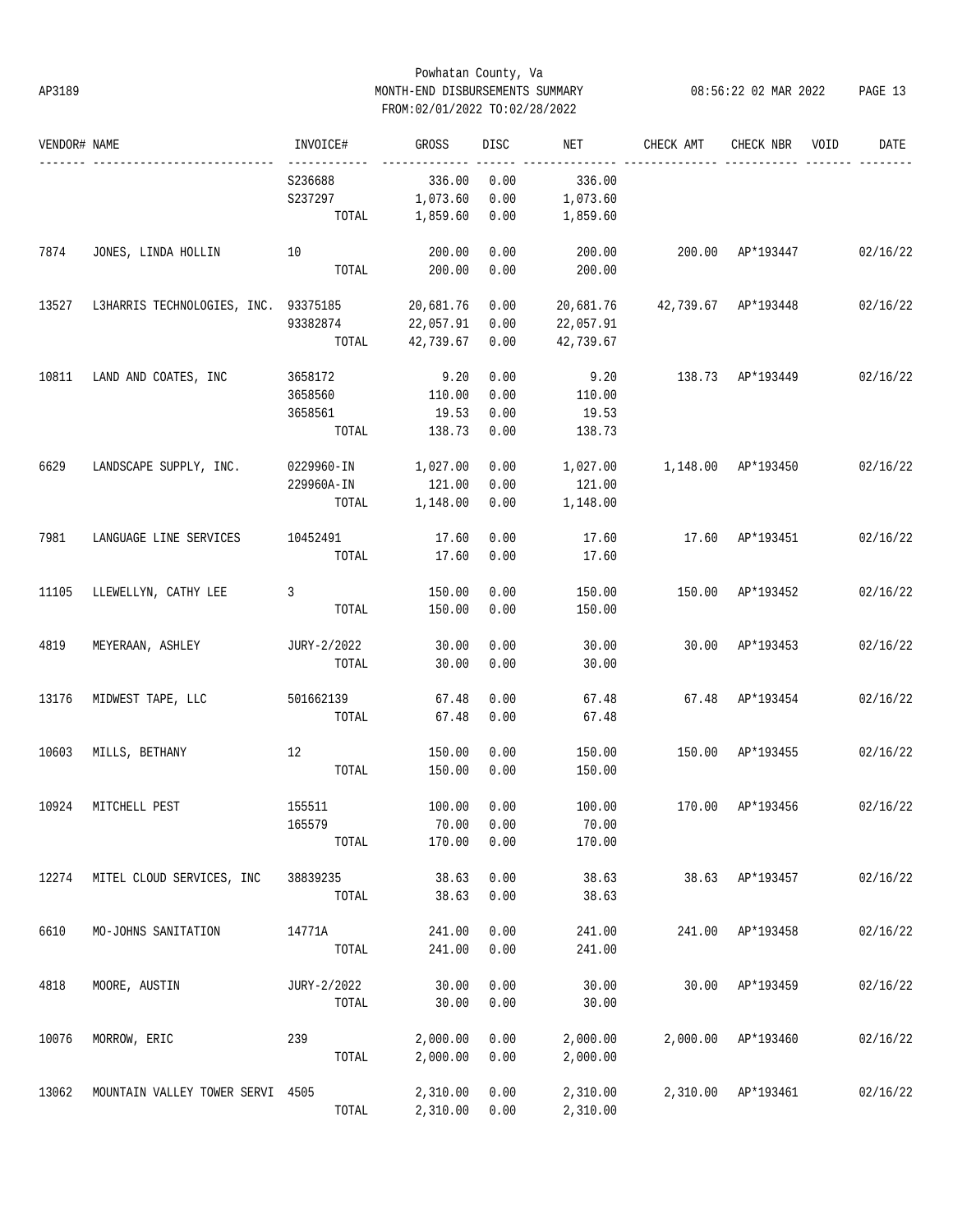Powhatan County, Va
MONTH-END DISBURSEMENTS SUMMARY
FROM:02/01/2022 TO:02/28/2022

AP3189 — 08:56:22 02 MAR 2022

| VENDOR# | NAME | INVOICE# | GROSS | DISC | NET | CHECK AMT | CHECK NBR | VOID | DATE |
|---|---|---|---|---|---|---|---|---|---|
| | | S236688 | 336.00 | 0.00 | 336.00 | | | | |
| | | S237297 | 1,073.60 | 0.00 | 1,073.60 | | | | |
| | | TOTAL | 1,859.60 | 0.00 | 1,859.60 | | | | |
| 7874 | JONES, LINDA HOLLIN | 10 | 200.00 | 0.00 | 200.00 | 200.00 | AP*193447 | | 02/16/22 |
| | | TOTAL | 200.00 | 0.00 | 200.00 | | | | |
| 13527 | L3HARRIS TECHNOLOGIES, INC. | 93375185 | 20,681.76 | 0.00 | 20,681.76 | 42,739.67 | AP*193448 | | 02/16/22 |
| | | 93382874 | 22,057.91 | 0.00 | 22,057.91 | | | | |
| | | TOTAL | 42,739.67 | 0.00 | 42,739.67 | | | | |
| 10811 | LAND AND COATES, INC | 3658172 | 9.20 | 0.00 | 9.20 | 138.73 | AP*193449 | | 02/16/22 |
| | | 3658560 | 110.00 | 0.00 | 110.00 | | | | |
| | | 3658561 | 19.53 | 0.00 | 19.53 | | | | |
| | | TOTAL | 138.73 | 0.00 | 138.73 | | | | |
| 6629 | LANDSCAPE SUPPLY, INC. | 0229960-IN | 1,027.00 | 0.00 | 1,027.00 | 1,148.00 | AP*193450 | | 02/16/22 |
| | | 229960A-IN | 121.00 | 0.00 | 121.00 | | | | |
| | | TOTAL | 1,148.00 | 0.00 | 1,148.00 | | | | |
| 7981 | LANGUAGE LINE SERVICES | 10452491 | 17.60 | 0.00 | 17.60 | 17.60 | AP*193451 | | 02/16/22 |
| | | TOTAL | 17.60 | 0.00 | 17.60 | | | | |
| 11105 | LLEWELLYN, CATHY LEE | 3 | 150.00 | 0.00 | 150.00 | 150.00 | AP*193452 | | 02/16/22 |
| | | TOTAL | 150.00 | 0.00 | 150.00 | | | | |
| 4819 | MEYERAAN, ASHLEY | JURY-2/2022 | 30.00 | 0.00 | 30.00 | 30.00 | AP*193453 | | 02/16/22 |
| | | TOTAL | 30.00 | 0.00 | 30.00 | | | | |
| 13176 | MIDWEST TAPE, LLC | 501662139 | 67.48 | 0.00 | 67.48 | 67.48 | AP*193454 | | 02/16/22 |
| | | TOTAL | 67.48 | 0.00 | 67.48 | | | | |
| 10603 | MILLS, BETHANY | 12 | 150.00 | 0.00 | 150.00 | 150.00 | AP*193455 | | 02/16/22 |
| | | TOTAL | 150.00 | 0.00 | 150.00 | | | | |
| 10924 | MITCHELL PEST | 155511 | 100.00 | 0.00 | 100.00 | 170.00 | AP*193456 | | 02/16/22 |
| | | 165579 | 70.00 | 0.00 | 70.00 | | | | |
| | | TOTAL | 170.00 | 0.00 | 170.00 | | | | |
| 12274 | MITEL CLOUD SERVICES, INC | 38839235 | 38.63 | 0.00 | 38.63 | 38.63 | AP*193457 | | 02/16/22 |
| | | TOTAL | 38.63 | 0.00 | 38.63 | | | | |
| 6610 | MO-JOHNS SANITATION | 14771A | 241.00 | 0.00 | 241.00 | 241.00 | AP*193458 | | 02/16/22 |
| | | TOTAL | 241.00 | 0.00 | 241.00 | | | | |
| 4818 | MOORE, AUSTIN | JURY-2/2022 | 30.00 | 0.00 | 30.00 | 30.00 | AP*193459 | | 02/16/22 |
| | | TOTAL | 30.00 | 0.00 | 30.00 | | | | |
| 10076 | MORROW, ERIC | 239 | 2,000.00 | 0.00 | 2,000.00 | 2,000.00 | AP*193460 | | 02/16/22 |
| | | TOTAL | 2,000.00 | 0.00 | 2,000.00 | | | | |
| 13062 | MOUNTAIN VALLEY TOWER SERVI | 4505 | 2,310.00 | 0.00 | 2,310.00 | 2,310.00 | AP*193461 | | 02/16/22 |
| | | TOTAL | 2,310.00 | 0.00 | 2,310.00 | | | | |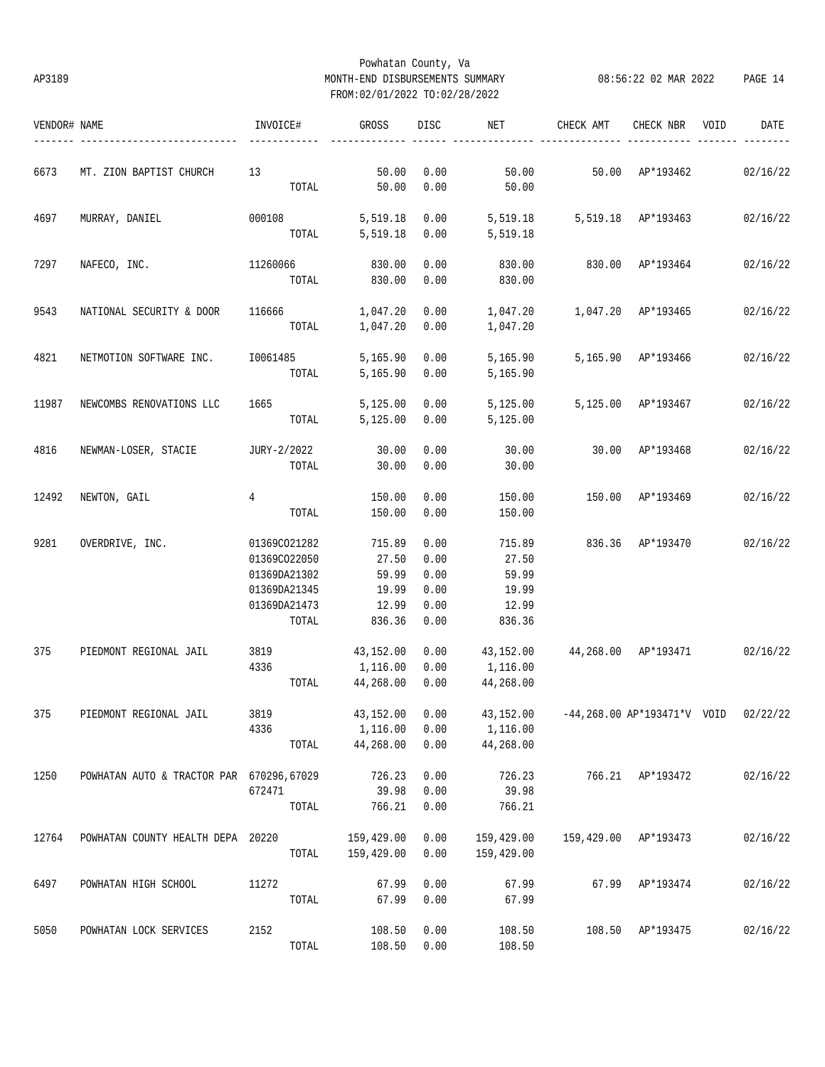Powhatan County, Va
MONTH-END DISBURSEMENTS SUMMARY
FROM:02/01/2022 TO:02/28/2022

AP3189 08:56:22 02 MAR 2022

| VENDOR# | NAME | INVOICE# | GROSS | DISC | NET | CHECK AMT | CHECK NBR | VOID | DATE |
|---|---|---|---|---|---|---|---|---|---|
| 6673 | MT. ZION BAPTIST CHURCH | 13 | 50.00 | 0.00 | 50.00 | 50.00 | AP*193462 | | 02/16/22 |
| | | TOTAL | 50.00 | 0.00 | 50.00 | | | | |
| 4697 | MURRAY, DANIEL | 000108 | 5,519.18 | 0.00 | 5,519.18 | 5,519.18 | AP*193463 | | 02/16/22 |
| | | TOTAL | 5,519.18 | 0.00 | 5,519.18 | | | | |
| 7297 | NAFECO, INC. | 11260066 | 830.00 | 0.00 | 830.00 | 830.00 | AP*193464 | | 02/16/22 |
| | | TOTAL | 830.00 | 0.00 | 830.00 | | | | |
| 9543 | NATIONAL SECURITY & DOOR | 116666 | 1,047.20 | 0.00 | 1,047.20 | 1,047.20 | AP*193465 | | 02/16/22 |
| | | TOTAL | 1,047.20 | 0.00 | 1,047.20 | | | | |
| 4821 | NETMOTION SOFTWARE INC. | I0061485 | 5,165.90 | 0.00 | 5,165.90 | 5,165.90 | AP*193466 | | 02/16/22 |
| | | TOTAL | 5,165.90 | 0.00 | 5,165.90 | | | | |
| 11987 | NEWCOMBS RENOVATIONS LLC | 1665 | 5,125.00 | 0.00 | 5,125.00 | 5,125.00 | AP*193467 | | 02/16/22 |
| | | TOTAL | 5,125.00 | 0.00 | 5,125.00 | | | | |
| 4816 | NEWMAN-LOSER, STACIE | JURY-2/2022 | 30.00 | 0.00 | 30.00 | 30.00 | AP*193468 | | 02/16/22 |
| | | TOTAL | 30.00 | 0.00 | 30.00 | | | | |
| 12492 | NEWTON, GAIL | 4 | 150.00 | 0.00 | 150.00 | 150.00 | AP*193469 | | 02/16/22 |
| | | TOTAL | 150.00 | 0.00 | 150.00 | | | | |
| 9281 | OVERDRIVE, INC. | 01369CO21282 | 715.89 | 0.00 | 715.89 | 836.36 | AP*193470 | | 02/16/22 |
| | | 01369CO22050 | 27.50 | 0.00 | 27.50 | | | | |
| | | 01369DA21302 | 59.99 | 0.00 | 59.99 | | | | |
| | | 01369DA21345 | 19.99 | 0.00 | 19.99 | | | | |
| | | 01369DA21473 | 12.99 | 0.00 | 12.99 | | | | |
| | | TOTAL | 836.36 | 0.00 | 836.36 | | | | |
| 375 | PIEDMONT REGIONAL JAIL | 3819 | 43,152.00 | 0.00 | 43,152.00 | 44,268.00 | AP*193471 | | 02/16/22 |
| | | 4336 | 1,116.00 | 0.00 | 1,116.00 | | | | |
| | | TOTAL | 44,268.00 | 0.00 | 44,268.00 | | | | |
| 375 | PIEDMONT REGIONAL JAIL | 3819 | 43,152.00 | 0.00 | 43,152.00 | -44,268.00 | AP*193471*V | VOID | 02/22/22 |
| | | 4336 | 1,116.00 | 0.00 | 1,116.00 | | | | |
| | | TOTAL | 44,268.00 | 0.00 | 44,268.00 | | | | |
| 1250 | POWHATAN AUTO & TRACTOR PAR | 670296,67029 | 726.23 | 0.00 | 726.23 | 766.21 | AP*193472 | | 02/16/22 |
| | | 672471 | 39.98 | 0.00 | 39.98 | | | | |
| | | TOTAL | 766.21 | 0.00 | 766.21 | | | | |
| 12764 | POWHATAN COUNTY HEALTH DEPA | 20220 | 159,429.00 | 0.00 | 159,429.00 | 159,429.00 | AP*193473 | | 02/16/22 |
| | | TOTAL | 159,429.00 | 0.00 | 159,429.00 | | | | |
| 6497 | POWHATAN HIGH SCHOOL | 11272 | 67.99 | 0.00 | 67.99 | 67.99 | AP*193474 | | 02/16/22 |
| | | TOTAL | 67.99 | 0.00 | 67.99 | | | | |
| 5050 | POWHATAN LOCK SERVICES | 2152 | 108.50 | 0.00 | 108.50 | 108.50 | AP*193475 | | 02/16/22 |
| | | TOTAL | 108.50 | 0.00 | 108.50 | | | | |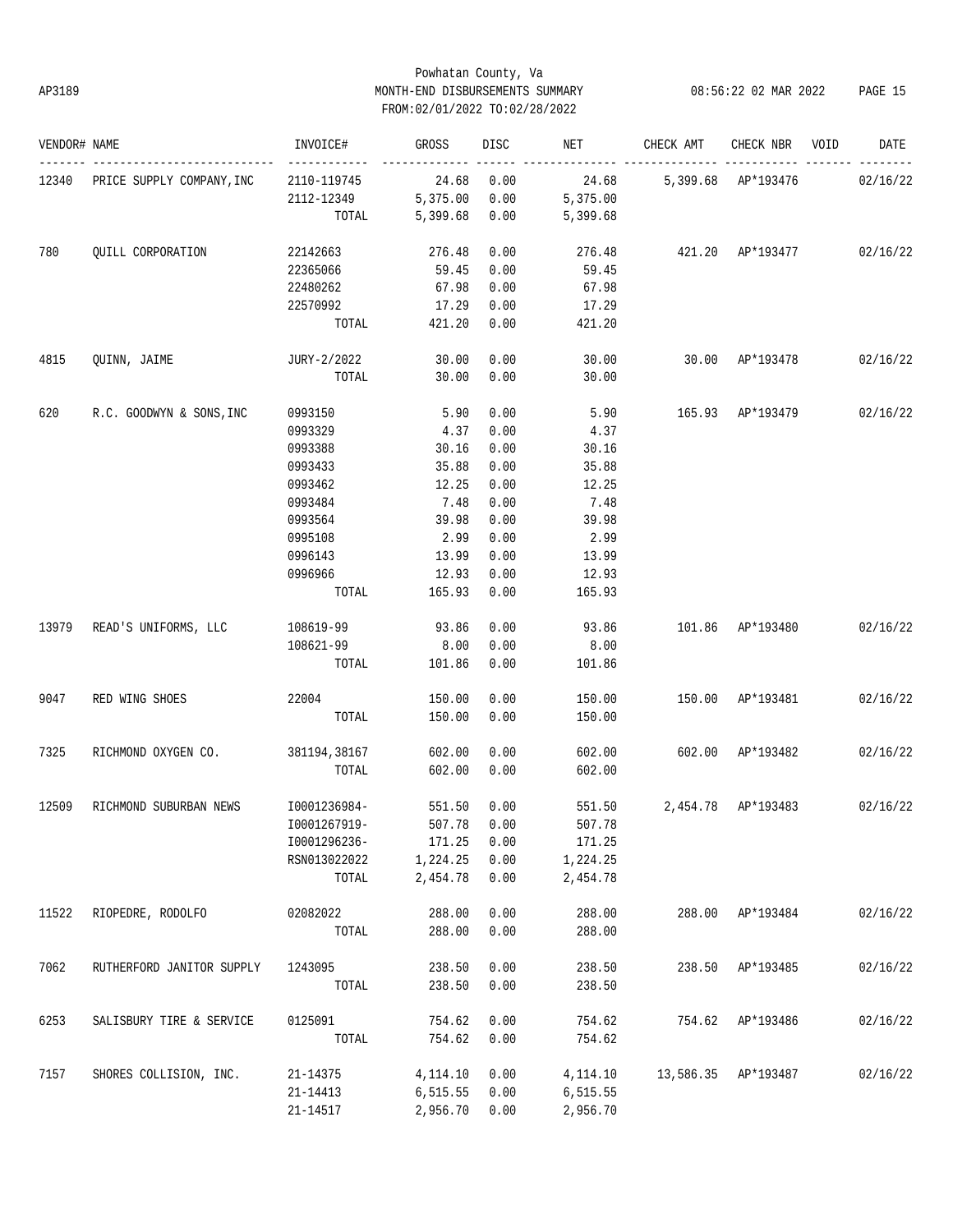Powhatan County, Va

AP3189 MONTH-END DISBURSEMENTS SUMMARY 08:56:22 02 MAR 2022

FROM:02/01/2022 TO:02/28/2022

| VENDOR# | NAME | INVOICE# | GROSS | DISC | NET | CHECK AMT | CHECK NBR | VOID | DATE |
|---|---|---|---|---|---|---|---|---|---|
| 12340 | PRICE SUPPLY COMPANY, INC | 2110-119745 | 24.68 | 0.00 | 24.68 | 5,399.68 | AP*193476 | | 02/16/22 |
| | | 2112-12349 | 5,375.00 | 0.00 | 5,375.00 | | | | |
| | | TOTAL | 5,399.68 | 0.00 | 5,399.68 | | | | |
| 780 | QUILL CORPORATION | 22142663 | 276.48 | 0.00 | 276.48 | 421.20 | AP*193477 | | 02/16/22 |
| | | 22365066 | 59.45 | 0.00 | 59.45 | | | | |
| | | 22480262 | 67.98 | 0.00 | 67.98 | | | | |
| | | 22570992 | 17.29 | 0.00 | 17.29 | | | | |
| | | TOTAL | 421.20 | 0.00 | 421.20 | | | | |
| 4815 | QUINN, JAIME | JURY-2/2022 | 30.00 | 0.00 | 30.00 | 30.00 | AP*193478 | | 02/16/22 |
| | | TOTAL | 30.00 | 0.00 | 30.00 | | | | |
| 620 | R.C. GOODWYN & SONS, INC | 0993150 | 5.90 | 0.00 | 5.90 | 165.93 | AP*193479 | | 02/16/22 |
| | | 0993329 | 4.37 | 0.00 | 4.37 | | | | |
| | | 0993388 | 30.16 | 0.00 | 30.16 | | | | |
| | | 0993433 | 35.88 | 0.00 | 35.88 | | | | |
| | | 0993462 | 12.25 | 0.00 | 12.25 | | | | |
| | | 0993484 | 7.48 | 0.00 | 7.48 | | | | |
| | | 0993564 | 39.98 | 0.00 | 39.98 | | | | |
| | | 0995108 | 2.99 | 0.00 | 2.99 | | | | |
| | | 0996143 | 13.99 | 0.00 | 13.99 | | | | |
| | | 0996966 | 12.93 | 0.00 | 12.93 | | | | |
| | | TOTAL | 165.93 | 0.00 | 165.93 | | | | |
| 13979 | READ'S UNIFORMS, LLC | 108619-99 | 93.86 | 0.00 | 93.86 | 101.86 | AP*193480 | | 02/16/22 |
| | | 108621-99 | 8.00 | 0.00 | 8.00 | | | | |
| | | TOTAL | 101.86 | 0.00 | 101.86 | | | | |
| 9047 | RED WING SHOES | 22004 | 150.00 | 0.00 | 150.00 | 150.00 | AP*193481 | | 02/16/22 |
| | | TOTAL | 150.00 | 0.00 | 150.00 | | | | |
| 7325 | RICHMOND OXYGEN CO. | 381194,38167 | 602.00 | 0.00 | 602.00 | 602.00 | AP*193482 | | 02/16/22 |
| | | TOTAL | 602.00 | 0.00 | 602.00 | | | | |
| 12509 | RICHMOND SUBURBAN NEWS | I0001236984- | 551.50 | 0.00 | 551.50 | 2,454.78 | AP*193483 | | 02/16/22 |
| | | I0001267919- | 507.78 | 0.00 | 507.78 | | | | |
| | | I0001296236- | 171.25 | 0.00 | 171.25 | | | | |
| | | RSN013022022 | 1,224.25 | 0.00 | 1,224.25 | | | | |
| | | TOTAL | 2,454.78 | 0.00 | 2,454.78 | | | | |
| 11522 | RIOPEDRE, RODOLFO | 02082022 | 288.00 | 0.00 | 288.00 | 288.00 | AP*193484 | | 02/16/22 |
| | | TOTAL | 288.00 | 0.00 | 288.00 | | | | |
| 7062 | RUTHERFORD JANITOR SUPPLY | 1243095 | 238.50 | 0.00 | 238.50 | 238.50 | AP*193485 | | 02/16/22 |
| | | TOTAL | 238.50 | 0.00 | 238.50 | | | | |
| 6253 | SALISBURY TIRE & SERVICE | 0125091 | 754.62 | 0.00 | 754.62 | 754.62 | AP*193486 | | 02/16/22 |
| | | TOTAL | 754.62 | 0.00 | 754.62 | | | | |
| 7157 | SHORES COLLISION, INC. | 21-14375 | 4,114.10 | 0.00 | 4,114.10 | 13,586.35 | AP*193487 | | 02/16/22 |
| | | 21-14413 | 6,515.55 | 0.00 | 6,515.55 | | | | |
| | | 21-14517 | 2,956.70 | 0.00 | 2,956.70 | | | | |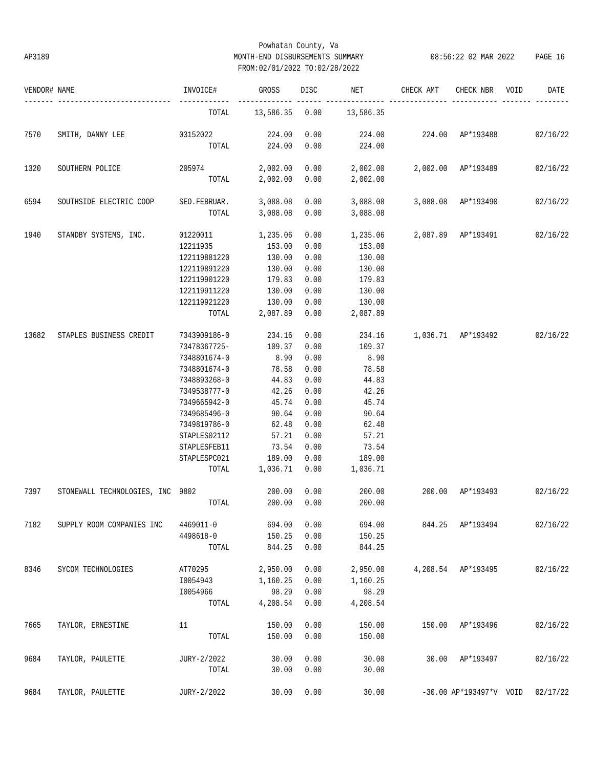Powhatan County, Va
MONTH-END DISBURSEMENTS SUMMARY
FROM:02/01/2022 TO:02/28/2022

AP3189 08:56:22 02 MAR 2022

| VENDOR# | NAME | INVOICE# | GROSS | DISC | NET | CHECK AMT | CHECK NBR | VOID | DATE |
|---|---|---|---|---|---|---|---|---|---|
| | | TOTAL | 13,586.35 | 0.00 | 13,586.35 | | | | |
| 7570 | SMITH, DANNY LEE | 03152022 | 224.00 | 0.00 | 224.00 | 224.00 | AP*193488 | | 02/16/22 |
| | | TOTAL | 224.00 | 0.00 | 224.00 | | | | |
| 1320 | SOUTHERN POLICE | 205974 | 2,002.00 | 0.00 | 2,002.00 | 2,002.00 | AP*193489 | | 02/16/22 |
| | | TOTAL | 2,002.00 | 0.00 | 2,002.00 | | | | |
| 6594 | SOUTHSIDE ELECTRIC COOP | SEO.FEBRUAR. | 3,088.08 | 0.00 | 3,088.08 | 3,088.08 | AP*193490 | | 02/16/22 |
| | | TOTAL | 3,088.08 | 0.00 | 3,088.08 | | | | |
| 1940 | STANDBY SYSTEMS, INC. | 01220011 | 1,235.06 | 0.00 | 1,235.06 | 2,087.89 | AP*193491 | | 02/16/22 |
| | | 12211935 | 153.00 | 0.00 | 153.00 | | | | |
| | | 122119881220 | 130.00 | 0.00 | 130.00 | | | | |
| | | 122119891220 | 130.00 | 0.00 | 130.00 | | | | |
| | | 122119901220 | 179.83 | 0.00 | 179.83 | | | | |
| | | 122119911220 | 130.00 | 0.00 | 130.00 | | | | |
| | | 122119921220 | 130.00 | 0.00 | 130.00 | | | | |
| | | TOTAL | 2,087.89 | 0.00 | 2,087.89 | | | | |
| 13682 | STAPLES BUSINESS CREDIT | 7343909186-0 | 234.16 | 0.00 | 234.16 | 1,036.71 | AP*193492 | | 02/16/22 |
| | | 73478367725- | 109.37 | 0.00 | 109.37 | | | | |
| | | 7348801674-0 | 8.90 | 0.00 | 8.90 | | | | |
| | | 7348801674-0 | 78.58 | 0.00 | 78.58 | | | | |
| | | 7348893268-0 | 44.83 | 0.00 | 44.83 | | | | |
| | | 7349538777-0 | 42.26 | 0.00 | 42.26 | | | | |
| | | 7349665942-0 | 45.74 | 0.00 | 45.74 | | | | |
| | | 7349685496-0 | 90.64 | 0.00 | 90.64 | | | | |
| | | 7349819786-0 | 62.48 | 0.00 | 62.48 | | | | |
| | | STAPLES02112 | 57.21 | 0.00 | 57.21 | | | | |
| | | STAPLESFEB11 | 73.54 | 0.00 | 73.54 | | | | |
| | | STAPLESPC021 | 189.00 | 0.00 | 189.00 | | | | |
| | | TOTAL | 1,036.71 | 0.00 | 1,036.71 | | | | |
| 7397 | STONEWALL TECHNOLOGIES, INC | 9802 | 200.00 | 0.00 | 200.00 | 200.00 | AP*193493 | | 02/16/22 |
| | | TOTAL | 200.00 | 0.00 | 200.00 | | | | |
| 7182 | SUPPLY ROOM COMPANIES INC | 4469011-0 | 694.00 | 0.00 | 694.00 | 844.25 | AP*193494 | | 02/16/22 |
| | | 4498618-0 | 150.25 | 0.00 | 150.25 | | | | |
| | | TOTAL | 844.25 | 0.00 | 844.25 | | | | |
| 8346 | SYCOM TECHNOLOGIES | AT70295 | 2,950.00 | 0.00 | 2,950.00 | 4,208.54 | AP*193495 | | 02/16/22 |
| | | I0054943 | 1,160.25 | 0.00 | 1,160.25 | | | | |
| | | I0054966 | 98.29 | 0.00 | 98.29 | | | | |
| | | TOTAL | 4,208.54 | 0.00 | 4,208.54 | | | | |
| 7665 | TAYLOR, ERNESTINE | 11 | 150.00 | 0.00 | 150.00 | 150.00 | AP*193496 | | 02/16/22 |
| | | TOTAL | 150.00 | 0.00 | 150.00 | | | | |
| 9684 | TAYLOR, PAULETTE | JURY-2/2022 | 30.00 | 0.00 | 30.00 | 30.00 | AP*193497 | | 02/16/22 |
| | | TOTAL | 30.00 | 0.00 | 30.00 | | | | |
| 9684 | TAYLOR, PAULETTE | JURY-2/2022 | 30.00 | 0.00 | 30.00 | -30.00 | AP*193497*V | VOID | 02/17/22 |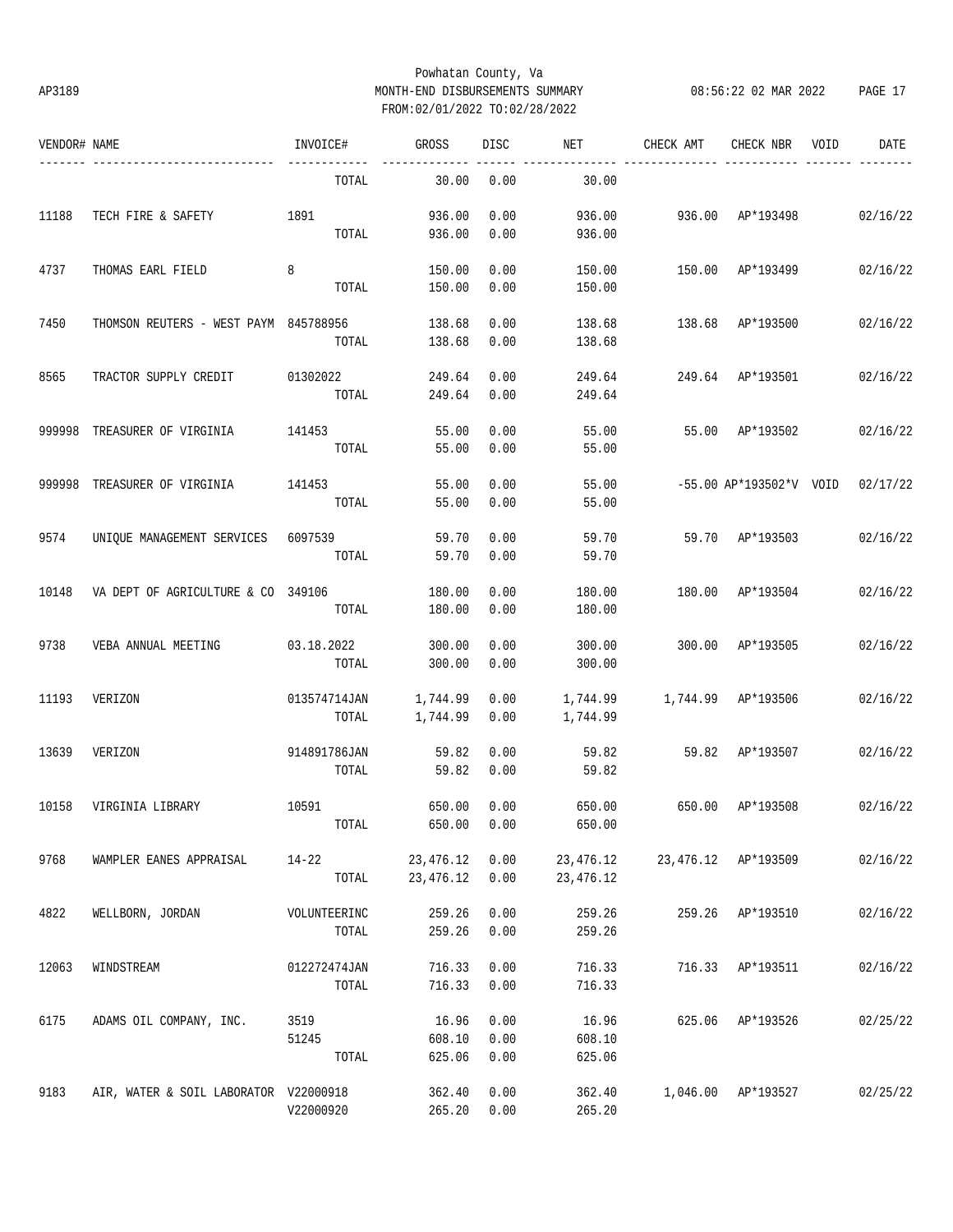Powhatan County, Va
AP3189 MONTH-END DISBURSEMENTS SUMMARY 08:56:22 02 MAR 2022
FROM:02/01/2022 TO:02/28/2022

| VENDOR# | NAME | INVOICE# | GROSS | DISC | NET | CHECK AMT | CHECK NBR | VOID | DATE |
|---|---|---|---|---|---|---|---|---|---|
| | | TOTAL | 30.00 | 0.00 | 30.00 | | | | |
| 11188 | TECH FIRE & SAFETY | 1891 | 936.00 | 0.00 | 936.00 | 936.00 | AP*193498 | | 02/16/22 |
| | | TOTAL | 936.00 | 0.00 | 936.00 | | | | |
| 4737 | THOMAS EARL FIELD | 8 | 150.00 | 0.00 | 150.00 | 150.00 | AP*193499 | | 02/16/22 |
| | | TOTAL | 150.00 | 0.00 | 150.00 | | | | |
| 7450 | THOMSON REUTERS - WEST PAYM | 845788956 | 138.68 | 0.00 | 138.68 | 138.68 | AP*193500 | | 02/16/22 |
| | | TOTAL | 138.68 | 0.00 | 138.68 | | | | |
| 8565 | TRACTOR SUPPLY CREDIT | 01302022 | 249.64 | 0.00 | 249.64 | 249.64 | AP*193501 | | 02/16/22 |
| | | TOTAL | 249.64 | 0.00 | 249.64 | | | | |
| 999998 | TREASURER OF VIRGINIA | 141453 | 55.00 | 0.00 | 55.00 | 55.00 | AP*193502 | | 02/16/22 |
| | | TOTAL | 55.00 | 0.00 | 55.00 | | | | |
| 999998 | TREASURER OF VIRGINIA | 141453 | 55.00 | 0.00 | 55.00 | -55.00 | AP*193502*V | VOID | 02/17/22 |
| | | TOTAL | 55.00 | 0.00 | 55.00 | | | | |
| 9574 | UNIQUE MANAGEMENT SERVICES | 6097539 | 59.70 | 0.00 | 59.70 | 59.70 | AP*193503 | | 02/16/22 |
| | | TOTAL | 59.70 | 0.00 | 59.70 | | | | |
| 10148 | VA DEPT OF AGRICULTURE & CO | 349106 | 180.00 | 0.00 | 180.00 | 180.00 | AP*193504 | | 02/16/22 |
| | | TOTAL | 180.00 | 0.00 | 180.00 | | | | |
| 9738 | VEBA ANNUAL MEETING | 03.18.2022 | 300.00 | 0.00 | 300.00 | 300.00 | AP*193505 | | 02/16/22 |
| | | TOTAL | 300.00 | 0.00 | 300.00 | | | | |
| 11193 | VERIZON | 013574714JAN | 1,744.99 | 0.00 | 1,744.99 | 1,744.99 | AP*193506 | | 02/16/22 |
| | | TOTAL | 1,744.99 | 0.00 | 1,744.99 | | | | |
| 13639 | VERIZON | 914891786JAN | 59.82 | 0.00 | 59.82 | 59.82 | AP*193507 | | 02/16/22 |
| | | TOTAL | 59.82 | 0.00 | 59.82 | | | | |
| 10158 | VIRGINIA LIBRARY | 10591 | 650.00 | 0.00 | 650.00 | 650.00 | AP*193508 | | 02/16/22 |
| | | TOTAL | 650.00 | 0.00 | 650.00 | | | | |
| 9768 | WAMPLER EANES APPRAISAL | 14-22 | 23,476.12 | 0.00 | 23,476.12 | 23,476.12 | AP*193509 | | 02/16/22 |
| | | TOTAL | 23,476.12 | 0.00 | 23,476.12 | | | | |
| 4822 | WELLBORN, JORDAN | VOLUNTEERINC | 259.26 | 0.00 | 259.26 | 259.26 | AP*193510 | | 02/16/22 |
| | | TOTAL | 259.26 | 0.00 | 259.26 | | | | |
| 12063 | WINDSTREAM | 012272474JAN | 716.33 | 0.00 | 716.33 | 716.33 | AP*193511 | | 02/16/22 |
| | | TOTAL | 716.33 | 0.00 | 716.33 | | | | |
| 6175 | ADAMS OIL COMPANY, INC. | 3519 | 16.96 | 0.00 | 16.96 | 625.06 | AP*193526 | | 02/25/22 |
| | | 51245 | 608.10 | 0.00 | 608.10 | | | | |
| | | TOTAL | 625.06 | 0.00 | 625.06 | | | | |
| 9183 | AIR, WATER & SOIL LABORATOR | V22000918 | 362.40 | 0.00 | 362.40 | 1,046.00 | AP*193527 | | 02/25/22 |
| | | V22000920 | 265.20 | 0.00 | 265.20 | | | | |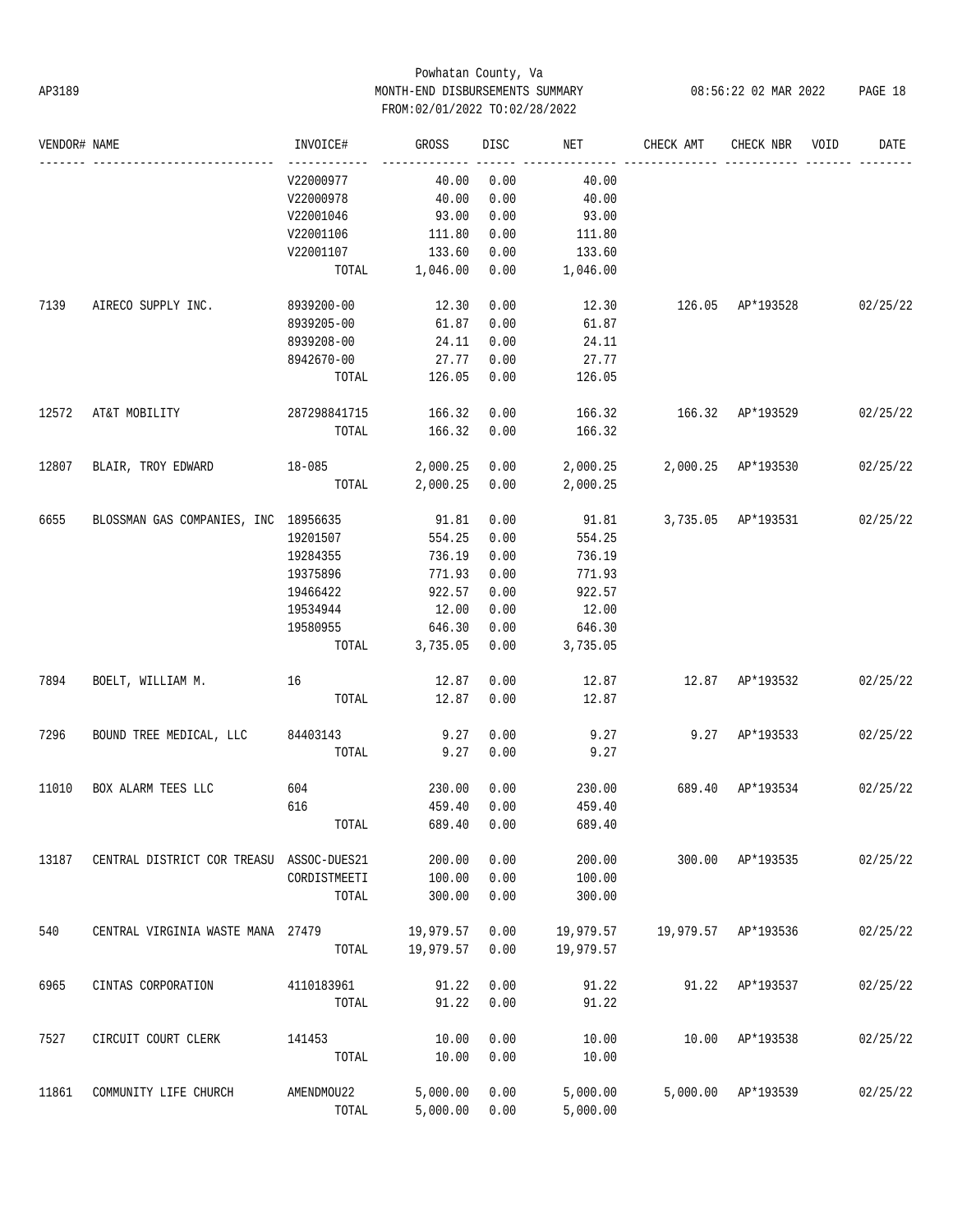Powhatan County, Va
AP3189 MONTH-END DISBURSEMENTS SUMMARY 08:56:22 02 MAR 2022
FROM:02/01/2022 TO:02/28/2022

| VENDOR# | NAME | INVOICE# | GROSS | DISC | NET | CHECK AMT | CHECK NBR | VOID | DATE |
|---|---|---|---|---|---|---|---|---|---|
| | | V22000977 | 40.00 | 0.00 | 40.00 | | | | |
| | | V22000978 | 40.00 | 0.00 | 40.00 | | | | |
| | | V22001046 | 93.00 | 0.00 | 93.00 | | | | |
| | | V22001106 | 111.80 | 0.00 | 111.80 | | | | |
| | | V22001107 | 133.60 | 0.00 | 133.60 | | | | |
| | | TOTAL | 1,046.00 | 0.00 | 1,046.00 | | | | |
| 7139 | AIRECO SUPPLY INC. | 8939200-00 | 12.30 | 0.00 | 12.30 | 126.05 | AP*193528 | | 02/25/22 |
| | | 8939205-00 | 61.87 | 0.00 | 61.87 | | | | |
| | | 8939208-00 | 24.11 | 0.00 | 24.11 | | | | |
| | | 8942670-00 | 27.77 | 0.00 | 27.77 | | | | |
| | | TOTAL | 126.05 | 0.00 | 126.05 | | | | |
| 12572 | AT&T MOBILITY | 287298841715 | 166.32 | 0.00 | 166.32 | 166.32 | AP*193529 | | 02/25/22 |
| | | TOTAL | 166.32 | 0.00 | 166.32 | | | | |
| 12807 | BLAIR, TROY EDWARD | 18-085 | 2,000.25 | 0.00 | 2,000.25 | 2,000.25 | AP*193530 | | 02/25/22 |
| | | TOTAL | 2,000.25 | 0.00 | 2,000.25 | | | | |
| 6655 | BLOSSMAN GAS COMPANIES, INC | 18956635 | 91.81 | 0.00 | 91.81 | 3,735.05 | AP*193531 | | 02/25/22 |
| | | 19201507 | 554.25 | 0.00 | 554.25 | | | | |
| | | 19284355 | 736.19 | 0.00 | 736.19 | | | | |
| | | 19375896 | 771.93 | 0.00 | 771.93 | | | | |
| | | 19466422 | 922.57 | 0.00 | 922.57 | | | | |
| | | 19534944 | 12.00 | 0.00 | 12.00 | | | | |
| | | 19580955 | 646.30 | 0.00 | 646.30 | | | | |
| | | TOTAL | 3,735.05 | 0.00 | 3,735.05 | | | | |
| 7894 | BOELT, WILLIAM M. | 16 | 12.87 | 0.00 | 12.87 | 12.87 | AP*193532 | | 02/25/22 |
| | | TOTAL | 12.87 | 0.00 | 12.87 | | | | |
| 7296 | BOUND TREE MEDICAL, LLC | 84403143 | 9.27 | 0.00 | 9.27 | 9.27 | AP*193533 | | 02/25/22 |
| | | TOTAL | 9.27 | 0.00 | 9.27 | | | | |
| 11010 | BOX ALARM TEES LLC | 604 | 230.00 | 0.00 | 230.00 | 689.40 | AP*193534 | | 02/25/22 |
| | | 616 | 459.40 | 0.00 | 459.40 | | | | |
| | | TOTAL | 689.40 | 0.00 | 689.40 | | | | |
| 13187 | CENTRAL DISTRICT COR TREASU | ASSOC-DUES21 | 200.00 | 0.00 | 200.00 | 300.00 | AP*193535 | | 02/25/22 |
| | | CORDISTMEETI | 100.00 | 0.00 | 100.00 | | | | |
| | | TOTAL | 300.00 | 0.00 | 300.00 | | | | |
| 540 | CENTRAL VIRGINIA WASTE MANA | 27479 | 19,979.57 | 0.00 | 19,979.57 | 19,979.57 | AP*193536 | | 02/25/22 |
| | | TOTAL | 19,979.57 | 0.00 | 19,979.57 | | | | |
| 6965 | CINTAS CORPORATION | 4110183961 | 91.22 | 0.00 | 91.22 | 91.22 | AP*193537 | | 02/25/22 |
| | | TOTAL | 91.22 | 0.00 | 91.22 | | | | |
| 7527 | CIRCUIT COURT CLERK | 141453 | 10.00 | 0.00 | 10.00 | 10.00 | AP*193538 | | 02/25/22 |
| | | TOTAL | 10.00 | 0.00 | 10.00 | | | | |
| 11861 | COMMUNITY LIFE CHURCH | AMENDMOU22 | 5,000.00 | 0.00 | 5,000.00 | 5,000.00 | AP*193539 | | 02/25/22 |
| | | TOTAL | 5,000.00 | 0.00 | 5,000.00 | | | | |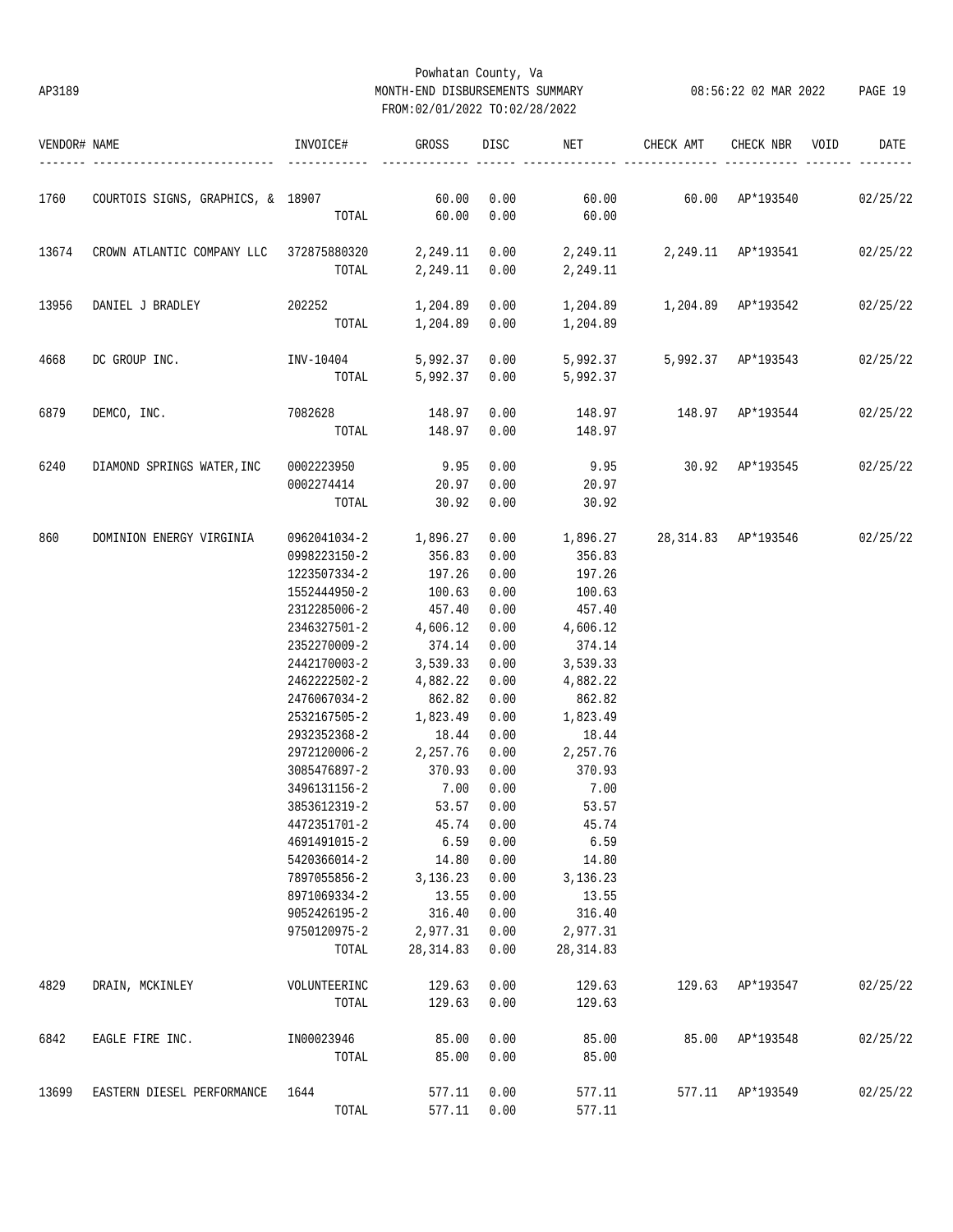Powhatan County, Va

AP3189 MONTH-END DISBURSEMENTS SUMMARY 08:56:22 02 MAR 2022

FROM:02/01/2022 TO:02/28/2022

| VENDOR# | NAME | INVOICE# | GROSS | DISC | NET | CHECK AMT | CHECK NBR | VOID | DATE |
|---|---|---|---|---|---|---|---|---|---|
| 1760 | COURTOIS SIGNS, GRAPHICS, & | 18907 | 60.00 | 0.00 | 60.00 | 60.00 | AP*193540 | | 02/25/22 |
| | | TOTAL | 60.00 | 0.00 | 60.00 | | | | |
| 13674 | CROWN ATLANTIC COMPANY LLC | 372875880320 | 2,249.11 | 0.00 | 2,249.11 | 2,249.11 | AP*193541 | | 02/25/22 |
| | | TOTAL | 2,249.11 | 0.00 | 2,249.11 | | | | |
| 13956 | DANIEL J BRADLEY | 202252 | 1,204.89 | 0.00 | 1,204.89 | 1,204.89 | AP*193542 | | 02/25/22 |
| | | TOTAL | 1,204.89 | 0.00 | 1,204.89 | | | | |
| 4668 | DC GROUP INC. | INV-10404 | 5,992.37 | 0.00 | 5,992.37 | 5,992.37 | AP*193543 | | 02/25/22 |
| | | TOTAL | 5,992.37 | 0.00 | 5,992.37 | | | | |
| 6879 | DEMCO, INC. | 7082628 | 148.97 | 0.00 | 148.97 | 148.97 | AP*193544 | | 02/25/22 |
| | | TOTAL | 148.97 | 0.00 | 148.97 | | | | |
| 6240 | DIAMOND SPRINGS WATER,INC | 0002223950 | 9.95 | 0.00 | 9.95 | 30.92 | AP*193545 | | 02/25/22 |
| | | 0002274414 | 20.97 | 0.00 | 20.97 | | | | |
| | | TOTAL | 30.92 | 0.00 | 30.92 | | | | |
| 860 | DOMINION ENERGY VIRGINIA | 0962041034-2 | 1,896.27 | 0.00 | 1,896.27 | 28,314.83 | AP*193546 | | 02/25/22 |
| | | 0998223150-2 | 356.83 | 0.00 | 356.83 | | | | |
| | | 1223507334-2 | 197.26 | 0.00 | 197.26 | | | | |
| | | 1552444950-2 | 100.63 | 0.00 | 100.63 | | | | |
| | | 2312285006-2 | 457.40 | 0.00 | 457.40 | | | | |
| | | 2346327501-2 | 4,606.12 | 0.00 | 4,606.12 | | | | |
| | | 2352270009-2 | 374.14 | 0.00 | 374.14 | | | | |
| | | 2442170003-2 | 3,539.33 | 0.00 | 3,539.33 | | | | |
| | | 2462222502-2 | 4,882.22 | 0.00 | 4,882.22 | | | | |
| | | 2476067034-2 | 862.82 | 0.00 | 862.82 | | | | |
| | | 2532167505-2 | 1,823.49 | 0.00 | 1,823.49 | | | | |
| | | 2932352368-2 | 18.44 | 0.00 | 18.44 | | | | |
| | | 2972120006-2 | 2,257.76 | 0.00 | 2,257.76 | | | | |
| | | 3085476897-2 | 370.93 | 0.00 | 370.93 | | | | |
| | | 3496131156-2 | 7.00 | 0.00 | 7.00 | | | | |
| | | 3853612319-2 | 53.57 | 0.00 | 53.57 | | | | |
| | | 4472351701-2 | 45.74 | 0.00 | 45.74 | | | | |
| | | 4691491015-2 | 6.59 | 0.00 | 6.59 | | | | |
| | | 5420366014-2 | 14.80 | 0.00 | 14.80 | | | | |
| | | 7897055856-2 | 3,136.23 | 0.00 | 3,136.23 | | | | |
| | | 8971069334-2 | 13.55 | 0.00 | 13.55 | | | | |
| | | 9052426195-2 | 316.40 | 0.00 | 316.40 | | | | |
| | | 9750120975-2 | 2,977.31 | 0.00 | 2,977.31 | | | | |
| | | TOTAL | 28,314.83 | 0.00 | 28,314.83 | | | | |
| 4829 | DRAIN, MCKINLEY | VOLUNTEERINC | 129.63 | 0.00 | 129.63 | 129.63 | AP*193547 | | 02/25/22 |
| | | TOTAL | 129.63 | 0.00 | 129.63 | | | | |
| 6842 | EAGLE FIRE INC. | IN00023946 | 85.00 | 0.00 | 85.00 | 85.00 | AP*193548 | | 02/25/22 |
| | | TOTAL | 85.00 | 0.00 | 85.00 | | | | |
| 13699 | EASTERN DIESEL PERFORMANCE | 1644 | 577.11 | 0.00 | 577.11 | 577.11 | AP*193549 | | 02/25/22 |
| | | TOTAL | 577.11 | 0.00 | 577.11 | | | | |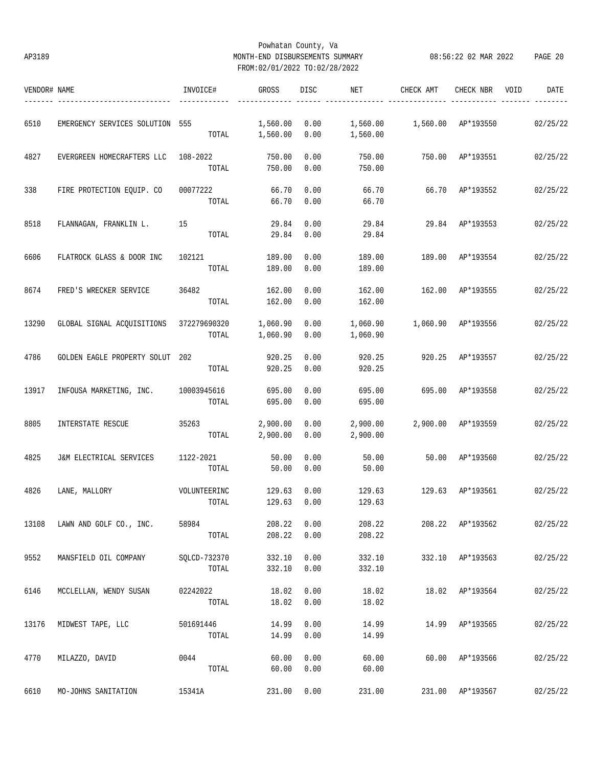Powhatan County, Va
AP3189 MONTH-END DISBURSEMENTS SUMMARY 08:56:22 02 MAR 2022
FROM:02/01/2022 TO:02/28/2022

| VENDOR# | NAME | INVOICE# | GROSS | DISC | NET | CHECK AMT | CHECK NBR | VOID | DATE |
|---|---|---|---|---|---|---|---|---|---|
| 6510 | EMERGENCY SERVICES SOLUTION | 555 | 1,560.00 | 0.00 | 1,560.00 | 1,560.00 | AP*193550 | | 02/25/22 |
| | | TOTAL | 1,560.00 | 0.00 | 1,560.00 | | | | |
| 4827 | EVERGREEN HOMECRAFTERS LLC | 108-2022 | 750.00 | 0.00 | 750.00 | 750.00 | AP*193551 | | 02/25/22 |
| | | TOTAL | 750.00 | 0.00 | 750.00 | | | | |
| 338 | FIRE PROTECTION EQUIP. CO | 00077222 | 66.70 | 0.00 | 66.70 | 66.70 | AP*193552 | | 02/25/22 |
| | | TOTAL | 66.70 | 0.00 | 66.70 | | | | |
| 8518 | FLANNAGAN, FRANKLIN L. | 15 | 29.84 | 0.00 | 29.84 | 29.84 | AP*193553 | | 02/25/22 |
| | | TOTAL | 29.84 | 0.00 | 29.84 | | | | |
| 6606 | FLATROCK GLASS & DOOR INC | 102121 | 189.00 | 0.00 | 189.00 | 189.00 | AP*193554 | | 02/25/22 |
| | | TOTAL | 189.00 | 0.00 | 189.00 | | | | |
| 8674 | FRED'S WRECKER SERVICE | 36482 | 162.00 | 0.00 | 162.00 | 162.00 | AP*193555 | | 02/25/22 |
| | | TOTAL | 162.00 | 0.00 | 162.00 | | | | |
| 13290 | GLOBAL SIGNAL ACQUISITIONS | 372279690320 | 1,060.90 | 0.00 | 1,060.90 | 1,060.90 | AP*193556 | | 02/25/22 |
| | | TOTAL | 1,060.90 | 0.00 | 1,060.90 | | | | |
| 4786 | GOLDEN EAGLE PROPERTY SOLUT | 202 | 920.25 | 0.00 | 920.25 | 920.25 | AP*193557 | | 02/25/22 |
| | | TOTAL | 920.25 | 0.00 | 920.25 | | | | |
| 13917 | INFOUSA MARKETING, INC. | 10003945616 | 695.00 | 0.00 | 695.00 | 695.00 | AP*193558 | | 02/25/22 |
| | | TOTAL | 695.00 | 0.00 | 695.00 | | | | |
| 8805 | INTERSTATE RESCUE | 35263 | 2,900.00 | 0.00 | 2,900.00 | 2,900.00 | AP*193559 | | 02/25/22 |
| | | TOTAL | 2,900.00 | 0.00 | 2,900.00 | | | | |
| 4825 | J&M ELECTRICAL SERVICES | 1122-2021 | 50.00 | 0.00 | 50.00 | 50.00 | AP*193560 | | 02/25/22 |
| | | TOTAL | 50.00 | 0.00 | 50.00 | | | | |
| 4826 | LANE, MALLORY | VOLUNTEERINC | 129.63 | 0.00 | 129.63 | 129.63 | AP*193561 | | 02/25/22 |
| | | TOTAL | 129.63 | 0.00 | 129.63 | | | | |
| 13108 | LAWN AND GOLF CO., INC. | 58984 | 208.22 | 0.00 | 208.22 | 208.22 | AP*193562 | | 02/25/22 |
| | | TOTAL | 208.22 | 0.00 | 208.22 | | | | |
| 9552 | MANSFIELD OIL COMPANY | SQLCD-732370 | 332.10 | 0.00 | 332.10 | 332.10 | AP*193563 | | 02/25/22 |
| | | TOTAL | 332.10 | 0.00 | 332.10 | | | | |
| 6146 | MCCLELLAN, WENDY SUSAN | 02242022 | 18.02 | 0.00 | 18.02 | 18.02 | AP*193564 | | 02/25/22 |
| | | TOTAL | 18.02 | 0.00 | 18.02 | | | | |
| 13176 | MIDWEST TAPE, LLC | 501691446 | 14.99 | 0.00 | 14.99 | 14.99 | AP*193565 | | 02/25/22 |
| | | TOTAL | 14.99 | 0.00 | 14.99 | | | | |
| 4770 | MILAZZO, DAVID | 0044 | 60.00 | 0.00 | 60.00 | 60.00 | AP*193566 | | 02/25/22 |
| | | TOTAL | 60.00 | 0.00 | 60.00 | | | | |
| 6610 | MO-JOHNS SANITATION | 15341A | 231.00 | 0.00 | 231.00 | 231.00 | AP*193567 | | 02/25/22 |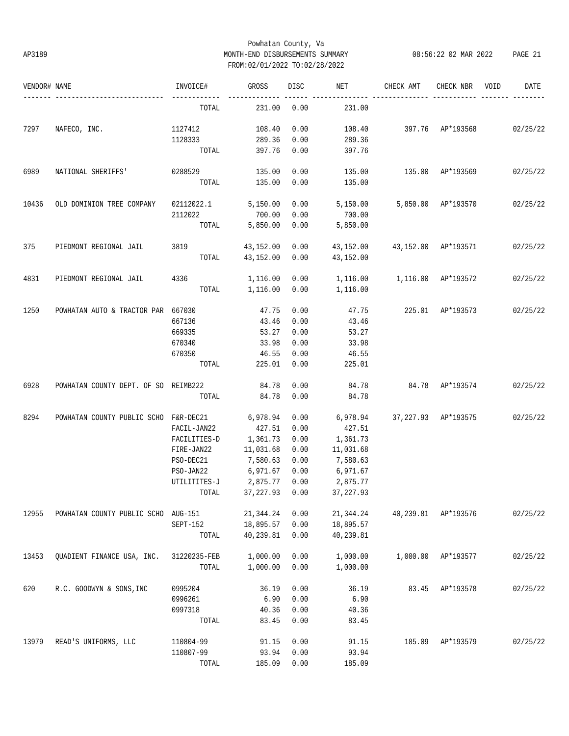Powhatan County, Va
MONTH-END DISBURSEMENTS SUMMARY
FROM:02/01/2022 TO:02/28/2022

AP3189 08:56:22 02 MAR 2022

| VENDOR# | NAME | INVOICE# | GROSS | DISC | NET | CHECK AMT | CHECK NBR | VOID | DATE |
|---|---|---|---|---|---|---|---|---|---|
| | | TOTAL | 231.00 | 0.00 | 231.00 | | | | |
| 7297 | NAFECO, INC. | 1127412 | 108.40 | 0.00 | 108.40 | 397.76 | AP*193568 | | 02/25/22 |
| | | 1128333 | 289.36 | 0.00 | 289.36 | | | | |
| | | TOTAL | 397.76 | 0.00 | 397.76 | | | | |
| 6989 | NATIONAL SHERIFFS' | 0288529 | 135.00 | 0.00 | 135.00 | 135.00 | AP*193569 | | 02/25/22 |
| | | TOTAL | 135.00 | 0.00 | 135.00 | | | | |
| 10436 | OLD DOMINION TREE COMPANY | 02112022.1 | 5,150.00 | 0.00 | 5,150.00 | 5,850.00 | AP*193570 | | 02/25/22 |
| | | 2112022 | 700.00 | 0.00 | 700.00 | | | | |
| | | TOTAL | 5,850.00 | 0.00 | 5,850.00 | | | | |
| 375 | PIEDMONT REGIONAL JAIL | 3819 | 43,152.00 | 0.00 | 43,152.00 | 43,152.00 | AP*193571 | | 02/25/22 |
| | | TOTAL | 43,152.00 | 0.00 | 43,152.00 | | | | |
| 4831 | PIEDMONT REGIONAL JAIL | 4336 | 1,116.00 | 0.00 | 1,116.00 | 1,116.00 | AP*193572 | | 02/25/22 |
| | | TOTAL | 1,116.00 | 0.00 | 1,116.00 | | | | |
| 1250 | POWHATAN AUTO & TRACTOR PAR | 667030 | 47.75 | 0.00 | 47.75 | 225.01 | AP*193573 | | 02/25/22 |
| | | 667136 | 43.46 | 0.00 | 43.46 | | | | |
| | | 669335 | 53.27 | 0.00 | 53.27 | | | | |
| | | 670340 | 33.98 | 0.00 | 33.98 | | | | |
| | | 670350 | 46.55 | 0.00 | 46.55 | | | | |
| | | TOTAL | 225.01 | 0.00 | 225.01 | | | | |
| 6928 | POWHATAN COUNTY DEPT. OF SO | REIMB222 | 84.78 | 0.00 | 84.78 | 84.78 | AP*193574 | | 02/25/22 |
| | | TOTAL | 84.78 | 0.00 | 84.78 | | | | |
| 8294 | POWHATAN COUNTY PUBLIC SCHO | F&R-DEC21 | 6,978.94 | 0.00 | 6,978.94 | 37,227.93 | AP*193575 | | 02/25/22 |
| | | FACIL-JAN22 | 427.51 | 0.00 | 427.51 | | | | |
| | | FACILITIES-D | 1,361.73 | 0.00 | 1,361.73 | | | | |
| | | FIRE-JAN22 | 11,031.68 | 0.00 | 11,031.68 | | | | |
| | | PSO-DEC21 | 7,580.63 | 0.00 | 7,580.63 | | | | |
| | | PSO-JAN22 | 6,971.67 | 0.00 | 6,971.67 | | | | |
| | | UTILITITES-J | 2,875.77 | 0.00 | 2,875.77 | | | | |
| | | TOTAL | 37,227.93 | 0.00 | 37,227.93 | | | | |
| 12955 | POWHATAN COUNTY PUBLIC SCHO | AUG-151 | 21,344.24 | 0.00 | 21,344.24 | 40,239.81 | AP*193576 | | 02/25/22 |
| | | SEPT-152 | 18,895.57 | 0.00 | 18,895.57 | | | | |
| | | TOTAL | 40,239.81 | 0.00 | 40,239.81 | | | | |
| 13453 | QUADIENT FINANCE USA, INC. | 31220235-FEB | 1,000.00 | 0.00 | 1,000.00 | 1,000.00 | AP*193577 | | 02/25/22 |
| | | TOTAL | 1,000.00 | 0.00 | 1,000.00 | | | | |
| 620 | R.C. GOODWYN & SONS,INC | 0995204 | 36.19 | 0.00 | 36.19 | 83.45 | AP*193578 | | 02/25/22 |
| | | 0996261 | 6.90 | 0.00 | 6.90 | | | | |
| | | 0997318 | 40.36 | 0.00 | 40.36 | | | | |
| | | TOTAL | 83.45 | 0.00 | 83.45 | | | | |
| 13979 | READ'S UNIFORMS, LLC | 110804-99 | 91.15 | 0.00 | 91.15 | 185.09 | AP*193579 | | 02/25/22 |
| | | 110807-99 | 93.94 | 0.00 | 93.94 | | | | |
| | | TOTAL | 185.09 | 0.00 | 185.09 | | | | |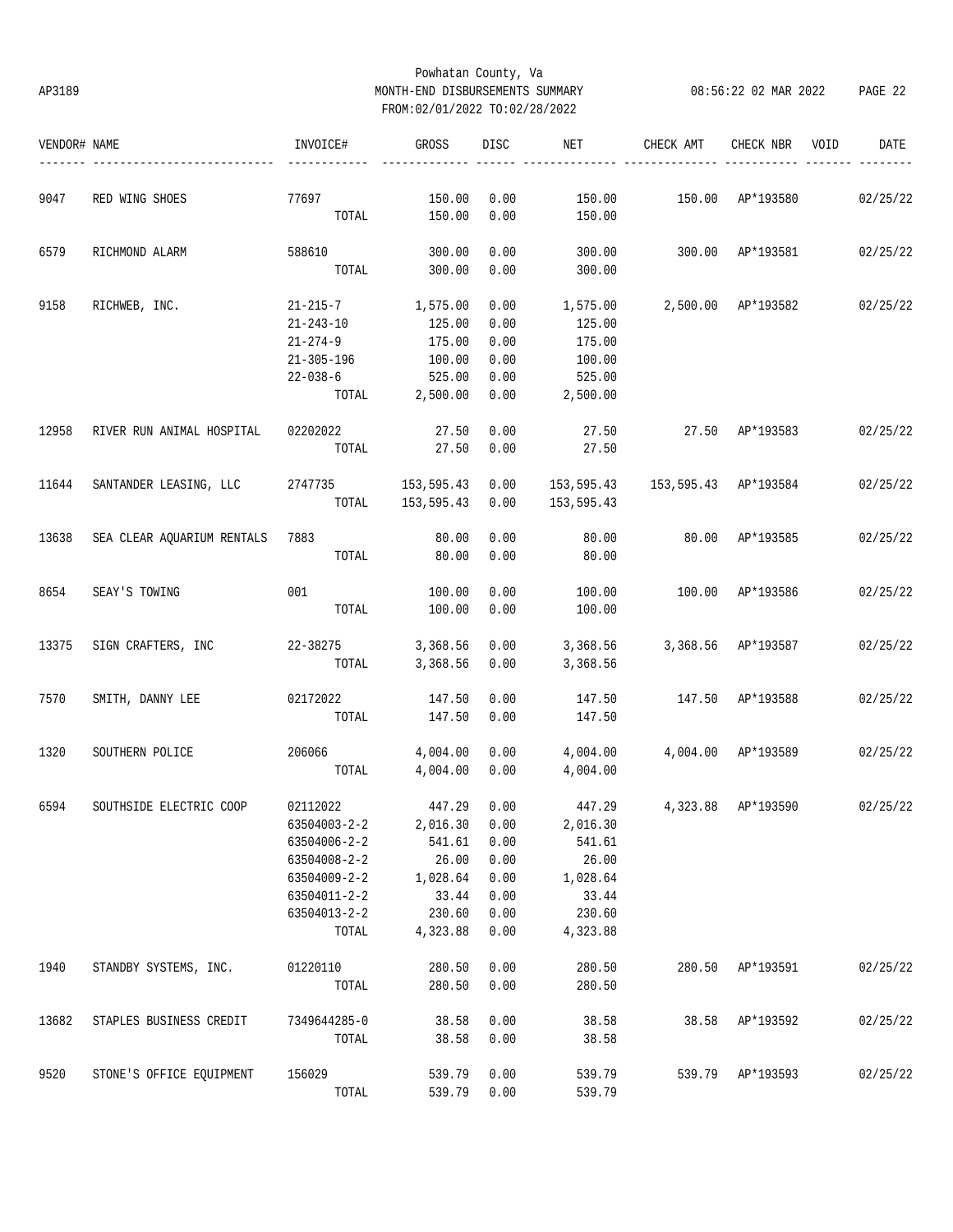Powhatan County, Va

AP3189 MONTH-END DISBURSEMENTS SUMMARY 08:56:22 02 MAR 2022

FROM:02/01/2022 TO:02/28/2022

| VENDOR# | NAME | INVOICE# | GROSS | DISC | NET | CHECK AMT | CHECK NBR | VOID | DATE |
|---|---|---|---|---|---|---|---|---|---|
| 9047 | RED WING SHOES | 77697 | 150.00 | 0.00 | 150.00 | 150.00 | AP*193580 | | 02/25/22 |
| | | TOTAL | 150.00 | 0.00 | 150.00 | | | | |
| 6579 | RICHMOND ALARM | 588610 | 300.00 | 0.00 | 300.00 | 300.00 | AP*193581 | | 02/25/22 |
| | | TOTAL | 300.00 | 0.00 | 300.00 | | | | |
| 9158 | RICHWEB, INC. | 21-215-7 | 1,575.00 | 0.00 | 1,575.00 | 2,500.00 | AP*193582 | | 02/25/22 |
| | | 21-243-10 | 125.00 | 0.00 | 125.00 | | | | |
| | | 21-274-9 | 175.00 | 0.00 | 175.00 | | | | |
| | | 21-305-196 | 100.00 | 0.00 | 100.00 | | | | |
| | | 22-038-6 | 525.00 | 0.00 | 525.00 | | | | |
| | | TOTAL | 2,500.00 | 0.00 | 2,500.00 | | | | |
| 12958 | RIVER RUN ANIMAL HOSPITAL | 02202022 | 27.50 | 0.00 | 27.50 | 27.50 | AP*193583 | | 02/25/22 |
| | | TOTAL | 27.50 | 0.00 | 27.50 | | | | |
| 11644 | SANTANDER LEASING, LLC | 2747735 | 153,595.43 | 0.00 | 153,595.43 | 153,595.43 | AP*193584 | | 02/25/22 |
| | | TOTAL | 153,595.43 | 0.00 | 153,595.43 | | | | |
| 13638 | SEA CLEAR AQUARIUM RENTALS | 7883 | 80.00 | 0.00 | 80.00 | 80.00 | AP*193585 | | 02/25/22 |
| | | TOTAL | 80.00 | 0.00 | 80.00 | | | | |
| 8654 | SEAY'S TOWING | 001 | 100.00 | 0.00 | 100.00 | 100.00 | AP*193586 | | 02/25/22 |
| | | TOTAL | 100.00 | 0.00 | 100.00 | | | | |
| 13375 | SIGN CRAFTERS, INC | 22-38275 | 3,368.56 | 0.00 | 3,368.56 | 3,368.56 | AP*193587 | | 02/25/22 |
| | | TOTAL | 3,368.56 | 0.00 | 3,368.56 | | | | |
| 7570 | SMITH, DANNY LEE | 02172022 | 147.50 | 0.00 | 147.50 | 147.50 | AP*193588 | | 02/25/22 |
| | | TOTAL | 147.50 | 0.00 | 147.50 | | | | |
| 1320 | SOUTHERN POLICE | 206066 | 4,004.00 | 0.00 | 4,004.00 | 4,004.00 | AP*193589 | | 02/25/22 |
| | | TOTAL | 4,004.00 | 0.00 | 4,004.00 | | | | |
| 6594 | SOUTHSIDE ELECTRIC COOP | 02112022 | 447.29 | 0.00 | 447.29 | 4,323.88 | AP*193590 | | 02/25/22 |
| | | 63504003-2-2 | 2,016.30 | 0.00 | 2,016.30 | | | | |
| | | 63504006-2-2 | 541.61 | 0.00 | 541.61 | | | | |
| | | 63504008-2-2 | 26.00 | 0.00 | 26.00 | | | | |
| | | 63504009-2-2 | 1,028.64 | 0.00 | 1,028.64 | | | | |
| | | 63504011-2-2 | 33.44 | 0.00 | 33.44 | | | | |
| | | 63504013-2-2 | 230.60 | 0.00 | 230.60 | | | | |
| | | TOTAL | 4,323.88 | 0.00 | 4,323.88 | | | | |
| 1940 | STANDBY SYSTEMS, INC. | 01220110 | 280.50 | 0.00 | 280.50 | 280.50 | AP*193591 | | 02/25/22 |
| | | TOTAL | 280.50 | 0.00 | 280.50 | | | | |
| 13682 | STAPLES BUSINESS CREDIT | 7349644285-0 | 38.58 | 0.00 | 38.58 | 38.58 | AP*193592 | | 02/25/22 |
| | | TOTAL | 38.58 | 0.00 | 38.58 | | | | |
| 9520 | STONE'S OFFICE EQUIPMENT | 156029 | 539.79 | 0.00 | 539.79 | 539.79 | AP*193593 | | 02/25/22 |
| | | TOTAL | 539.79 | 0.00 | 539.79 | | | | |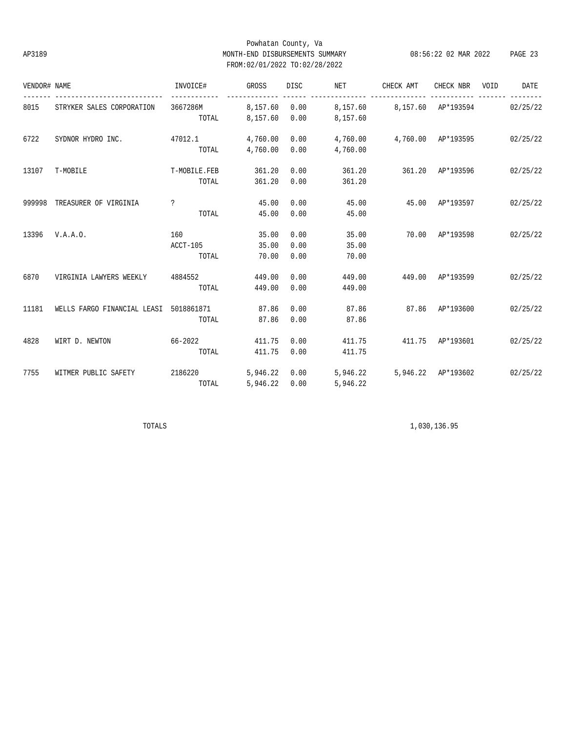Powhatan County, Va

AP3189 MONTH-END DISBURSEMENTS SUMMARY 08:56:22 02 MAR 2022

FROM:02/01/2022 TO:02/28/2022

| VENDOR# | NAME | INVOICE# | GROSS | DISC | NET | CHECK AMT | CHECK NBR | VOID | DATE |
|---|---|---|---|---|---|---|---|---|---|
| 8015 | STRYKER SALES CORPORATION | 3667286M | 8,157.60 | 0.00 | 8,157.60 | 8,157.60 | AP*193594 | | 02/25/22 |
| | | TOTAL | 8,157.60 | 0.00 | 8,157.60 | | | | |
| 6722 | SYDNOR HYDRO INC. | 47012.1 | 4,760.00 | 0.00 | 4,760.00 | 4,760.00 | AP*193595 | | 02/25/22 |
| | | TOTAL | 4,760.00 | 0.00 | 4,760.00 | | | | |
| 13107 | T-MOBILE | T-MOBILE.FEB | 361.20 | 0.00 | 361.20 | 361.20 | AP*193596 | | 02/25/22 |
| | | TOTAL | 361.20 | 0.00 | 361.20 | | | | |
| 999998 | TREASURER OF VIRGINIA | ? | 45.00 | 0.00 | 45.00 | 45.00 | AP*193597 | | 02/25/22 |
| | | TOTAL | 45.00 | 0.00 | 45.00 | | | | |
| 13396 | V.A.A.O. | 160 | 35.00 | 0.00 | 35.00 | 70.00 | AP*193598 | | 02/25/22 |
| | | ACCT-105 | 35.00 | 0.00 | 35.00 | | | | |
| | | TOTAL | 70.00 | 0.00 | 70.00 | | | | |
| 6870 | VIRGINIA LAWYERS WEEKLY | 4884552 | 449.00 | 0.00 | 449.00 | 449.00 | AP*193599 | | 02/25/22 |
| | | TOTAL | 449.00 | 0.00 | 449.00 | | | | |
| 11181 | WELLS FARGO FINANCIAL LEASI | 5018861871 | 87.86 | 0.00 | 87.86 | 87.86 | AP*193600 | | 02/25/22 |
| | | TOTAL | 87.86 | 0.00 | 87.86 | | | | |
| 4828 | WIRT D. NEWTON | 66-2022 | 411.75 | 0.00 | 411.75 | 411.75 | AP*193601 | | 02/25/22 |
| | | TOTAL | 411.75 | 0.00 | 411.75 | | | | |
| 7755 | WITMER PUBLIC SAFETY | 2186220 | 5,946.22 | 0.00 | 5,946.22 | 5,946.22 | AP*193602 | | 02/25/22 |
| | | TOTAL | 5,946.22 | 0.00 | 5,946.22 | | | | |

TOTALS 1,030,136.95